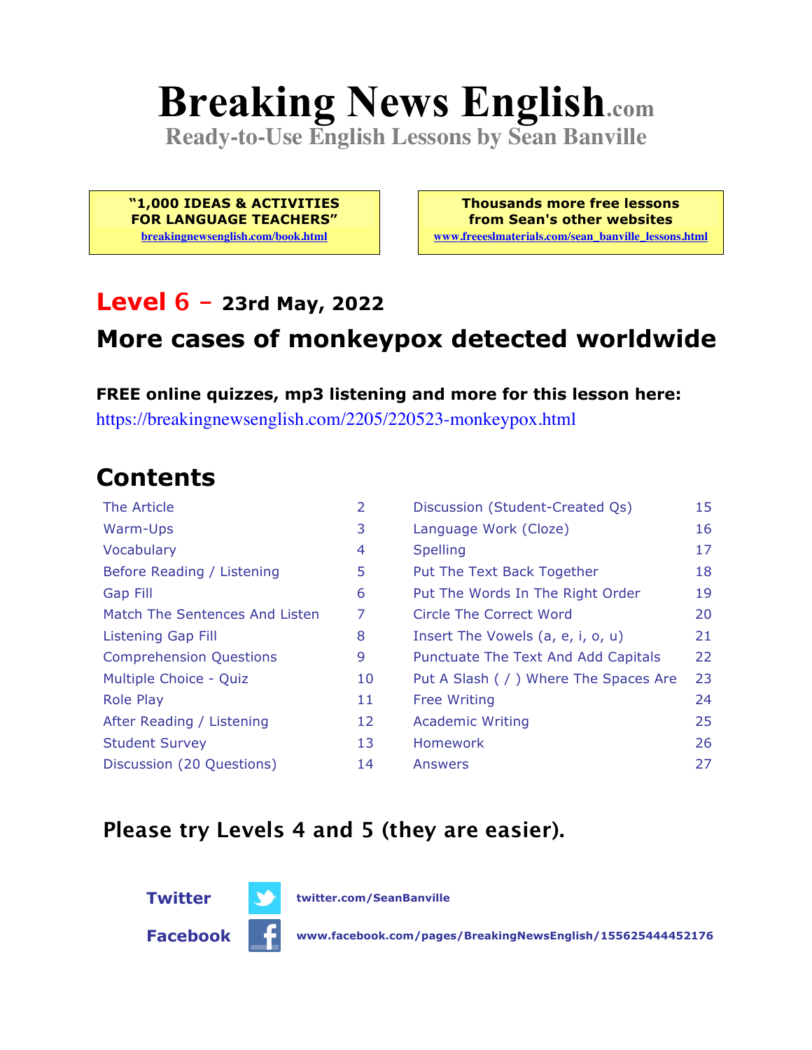# Breaking News English.com

**Ready-to-Use English Lessons by Sean Banville**

**"1,000 IDEAS & ACTIVITIES FOR LANGUAGE TEACHERS"**
breakingnewsenglish.com/book.html

**Thousands more free lessons from Sean's other websites**
www.freeeslmaterials.com/sean_banville_lessons.html

## Level 6 – 23rd May, 2022

## More cases of monkeypox detected worldwide

**FREE online quizzes, mp3 listening and more for this lesson here:**
https://breakingnewsenglish.com/2205/220523-monkeypox.html

## Contents

| | | | |
|---|---|---|---|
| The Article | 2 | Discussion (Student-Created Qs) | 15 |
| Warm-Ups | 3 | Language Work (Cloze) | 16 |
| Vocabulary | 4 | Spelling | 17 |
| Before Reading / Listening | 5 | Put The Text Back Together | 18 |
| Gap Fill | 6 | Put The Words In The Right Order | 19 |
| Match The Sentences And Listen | 7 | Circle The Correct Word | 20 |
| Listening Gap Fill | 8 | Insert The Vowels (a, e, i, o, u) | 21 |
| Comprehension Questions | 9 | Punctuate The Text And Add Capitals | 22 |
| Multiple Choice - Quiz | 10 | Put A Slash ( / ) Where The Spaces Are | 23 |
| Role Play | 11 | Free Writing | 24 |
| After Reading / Listening | 12 | Academic Writing | 25 |
| Student Survey | 13 | Homework | 26 |
| Discussion (20 Questions) | 14 | Answers | 27 |

### Please try Levels 4 and 5 (they are easier).

**Twitter** twitter.com/SeanBanville

**Facebook** www.facebook.com/pages/BreakingNewsEnglish/155625444452176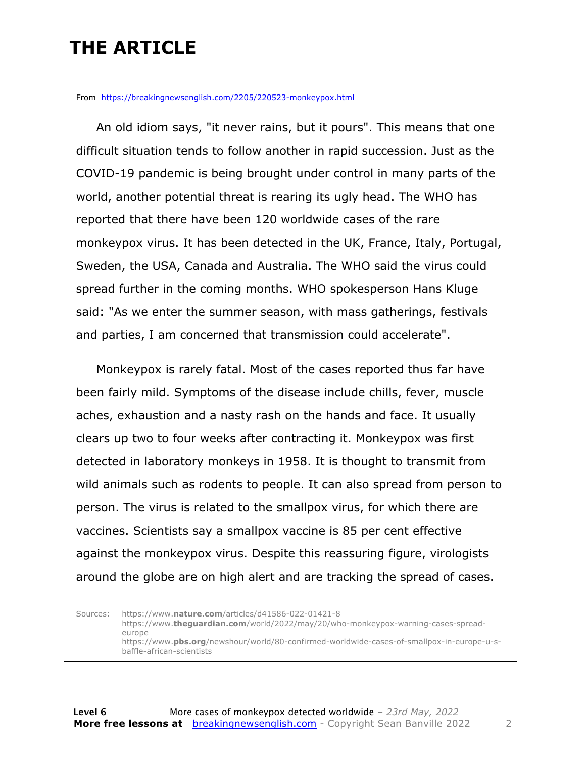# THE ARTICLE

From https://breakingnewsenglish.com/2205/220523-monkeypox.html

An old idiom says, "it never rains, but it pours". This means that one difficult situation tends to follow another in rapid succession. Just as the COVID-19 pandemic is being brought under control in many parts of the world, another potential threat is rearing its ugly head. The WHO has reported that there have been 120 worldwide cases of the rare monkeypox virus. It has been detected in the UK, France, Italy, Portugal, Sweden, the USA, Canada and Australia. The WHO said the virus could spread further in the coming months. WHO spokesperson Hans Kluge said: "As we enter the summer season, with mass gatherings, festivals and parties, I am concerned that transmission could accelerate".

Monkeypox is rarely fatal. Most of the cases reported thus far have been fairly mild. Symptoms of the disease include chills, fever, muscle aches, exhaustion and a nasty rash on the hands and face. It usually clears up two to four weeks after contracting it. Monkeypox was first detected in laboratory monkeys in 1958. It is thought to transmit from wild animals such as rodents to people. It can also spread from person to person. The virus is related to the smallpox virus, for which there are vaccines. Scientists say a smallpox vaccine is 85 per cent effective against the monkeypox virus. Despite this reassuring figure, virologists around the globe are on high alert and are tracking the spread of cases.

Sources:
https://www.nature.com/articles/d41586-022-01421-8
https://www.theguardian.com/world/2022/may/20/who-monkeypox-warning-cases-spread-europe
https://www.pbs.org/newshour/world/80-confirmed-worldwide-cases-of-smallpox-in-europe-u-s-baffle-african-scientists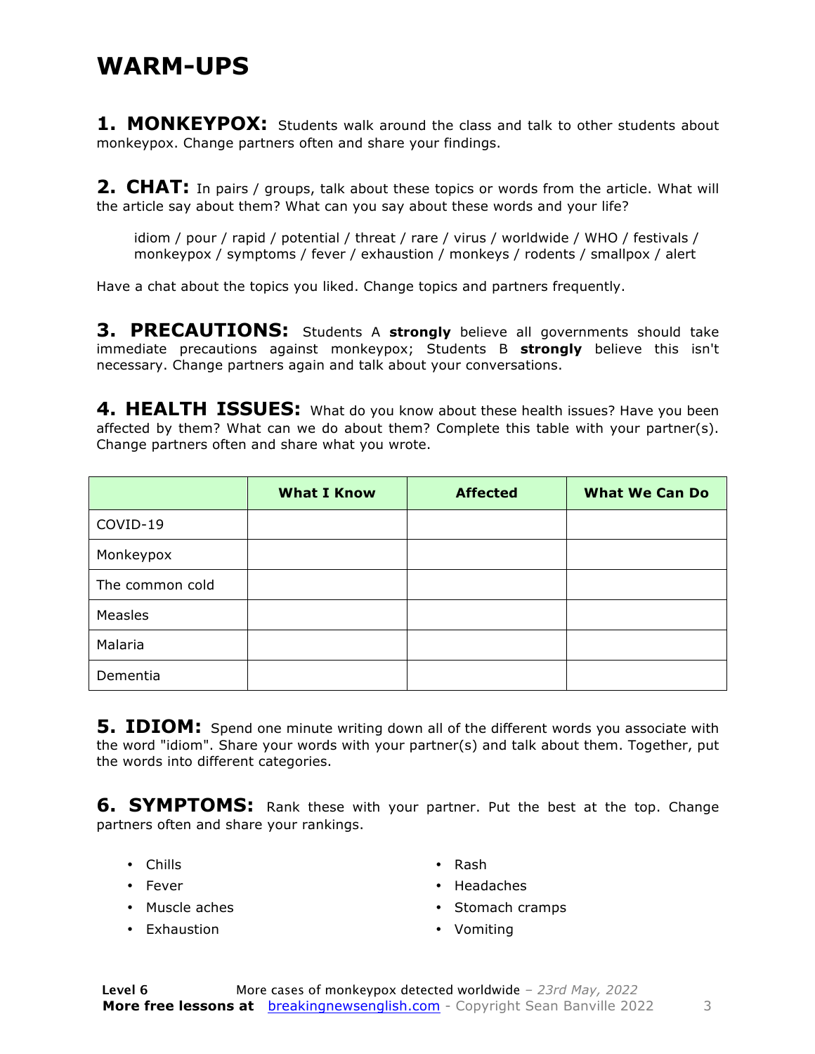# WARM-UPS

**1. MONKEYPOX:** Students walk around the class and talk to other students about monkeypox. Change partners often and share your findings.

**2. CHAT:** In pairs / groups, talk about these topics or words from the article. What will the article say about them? What can you say about these words and your life?

> idiom / pour / rapid / potential / threat / rare / virus / worldwide / WHO / festivals / monkeypox / symptoms / fever / exhaustion / monkeys / rodents / smallpox / alert

Have a chat about the topics you liked. Change topics and partners frequently.

**3. PRECAUTIONS:** Students A **strongly** believe all governments should take immediate precautions against monkeypox; Students B **strongly** believe this isn't necessary. Change partners again and talk about your conversations.

**4. HEALTH ISSUES:** What do you know about these health issues? Have you been affected by them? What can we do about them? Complete this table with your partner(s). Change partners often and share what you wrote.

| | What I Know | Affected | What We Can Do |
|---|---|---|---|
| COVID-19 | | | |
| Monkeypox | | | |
| The common cold | | | |
| Measles | | | |
| Malaria | | | |
| Dementia | | | |

**5. IDIOM:** Spend one minute writing down all of the different words you associate with the word "idiom". Share your words with your partner(s) and talk about them. Together, put the words into different categories.

**6. SYMPTOMS:** Rank these with your partner. Put the best at the top. Change partners often and share your rankings.

- Chills
- Fever
- Muscle aches
- Exhaustion
- Rash
- Headaches
- Stomach cramps
- Vomiting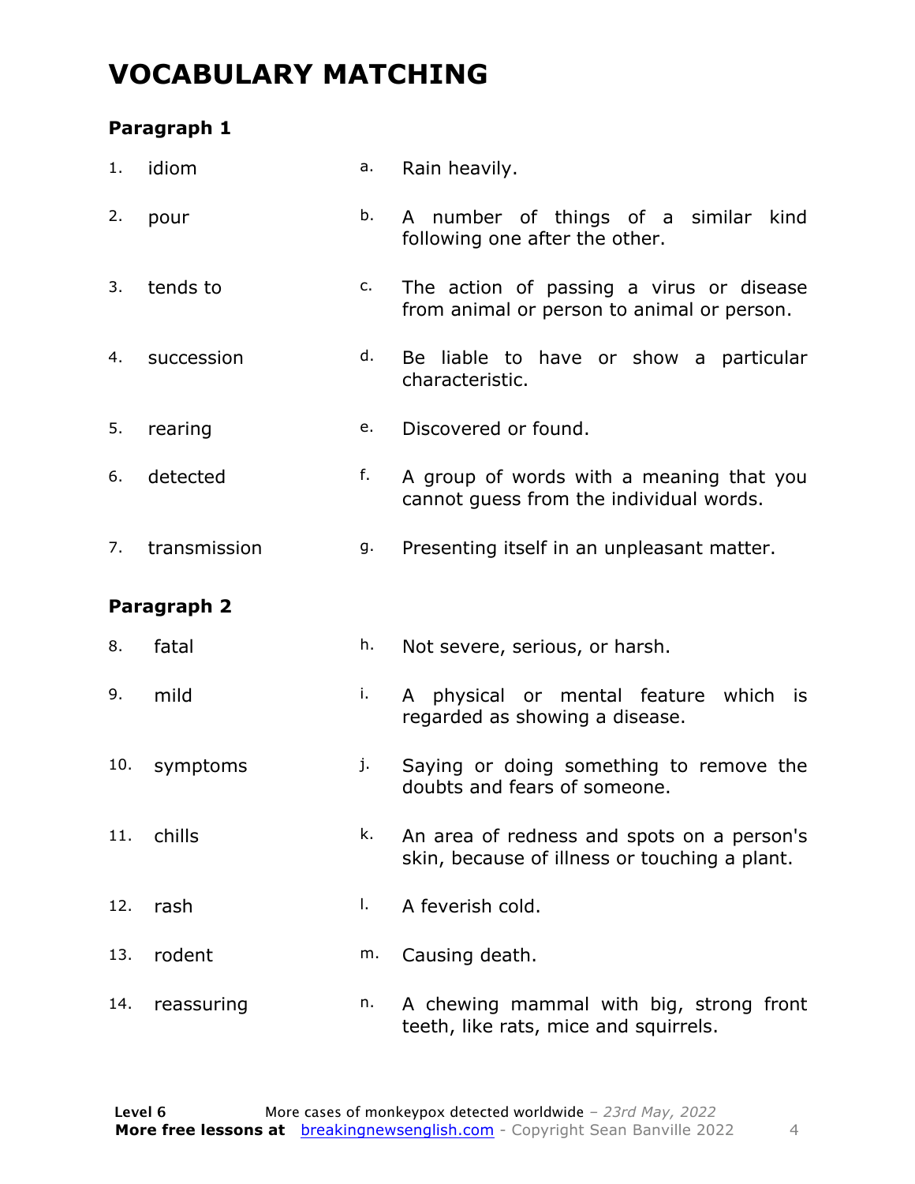# VOCABULARY MATCHING

### Paragraph 1

| | | | |
|---|---|---|---|
| 1. | idiom | a. | Rain heavily. |
| 2. | pour | b. | A number of things of a similar kind following one after the other. |
| 3. | tends to | c. | The action of passing a virus or disease from animal or person to animal or person. |
| 4. | succession | d. | Be liable to have or show a particular characteristic. |
| 5. | rearing | e. | Discovered or found. |
| 6. | detected | f. | A group of words with a meaning that you cannot guess from the individual words. |
| 7. | transmission | g. | Presenting itself in an unpleasant matter. |

### Paragraph 2

| | | | |
|---|---|---|---|
| 8. | fatal | h. | Not severe, serious, or harsh. |
| 9. | mild | i. | A physical or mental feature which is regarded as showing a disease. |
| 10. | symptoms | j. | Saying or doing something to remove the doubts and fears of someone. |
| 11. | chills | k. | An area of redness and spots on a person's skin, because of illness or touching a plant. |
| 12. | rash | l. | A feverish cold. |
| 13. | rodent | m. | Causing death. |
| 14. | reassuring | n. | A chewing mammal with big, strong front teeth, like rats, mice and squirrels. |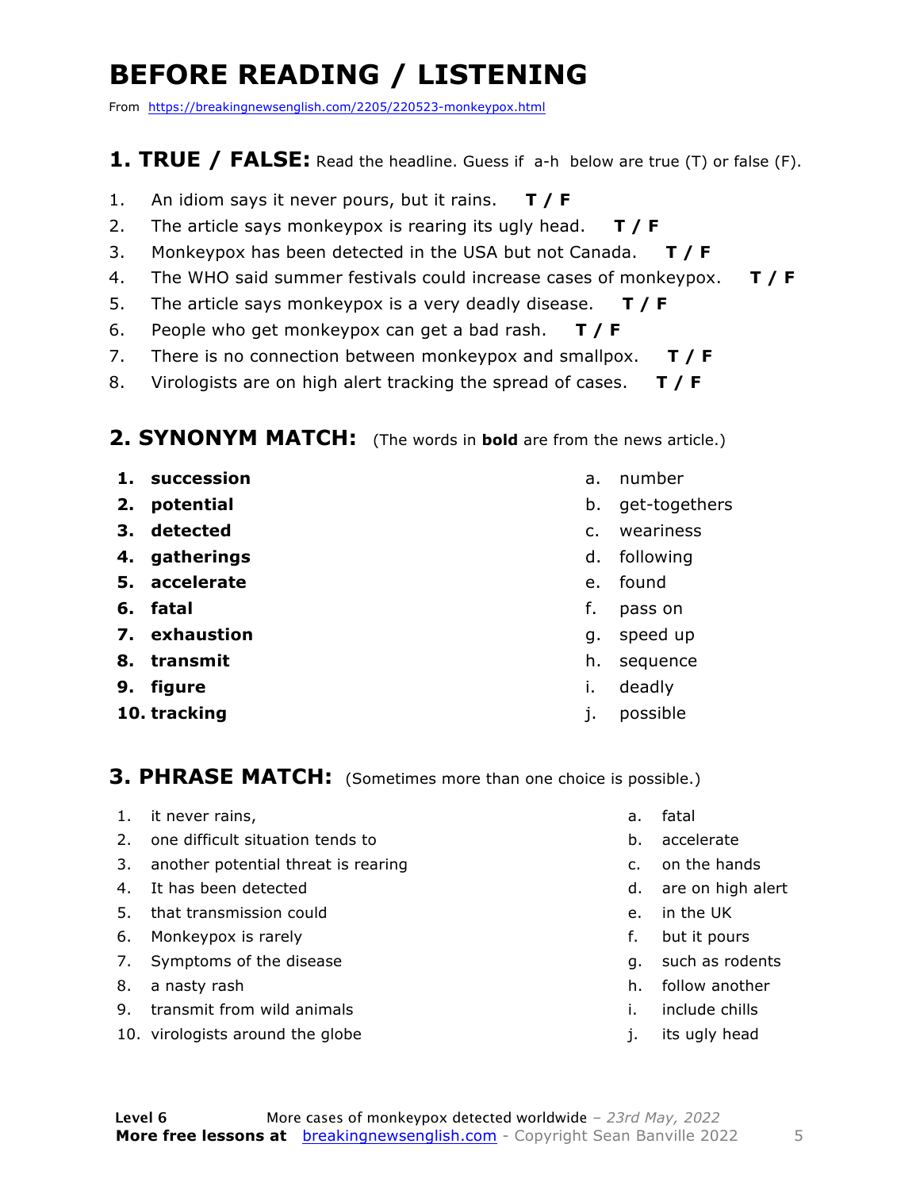# BEFORE READING / LISTENING

From https://breakingnewsenglish.com/2205/220523-monkeypox.html

## 1. TRUE / FALSE: Read the headline. Guess if a-h below are true (T) or false (F).

1. An idiom says it never pours, but it rains. **T / F**
2. The article says monkeypox is rearing its ugly head. **T / F**
3. Monkeypox has been detected in the USA but not Canada. **T / F**
4. The WHO said summer festivals could increase cases of monkeypox. **T / F**
5. The article says monkeypox is a very deadly disease. **T / F**
6. People who get monkeypox can get a bad rash. **T / F**
7. There is no connection between monkeypox and smallpox. **T / F**
8. Virologists are on high alert tracking the spread of cases. **T / F**

## 2. SYNONYM MATCH: (The words in **bold** are from the news article.)

1. **succession**
2. **potential**
3. **detected**
4. **gatherings**
5. **accelerate**
6. **fatal**
7. **exhaustion**
8. **transmit**
9. **figure**
10. **tracking**

a. number
b. get-togethers
c. weariness
d. following
e. found
f. pass on
g. speed up
h. sequence
i. deadly
j. possible

## 3. PHRASE MATCH: (Sometimes more than one choice is possible.)

1. it never rains,
2. one difficult situation tends to
3. another potential threat is rearing
4. It has been detected
5. that transmission could
6. Monkeypox is rarely
7. Symptoms of the disease
8. a nasty rash
9. transmit from wild animals
10. virologists around the globe

a. fatal
b. accelerate
c. on the hands
d. are on high alert
e. in the UK
f. but it pours
g. such as rodents
h. follow another
i. include chills
j. its ugly head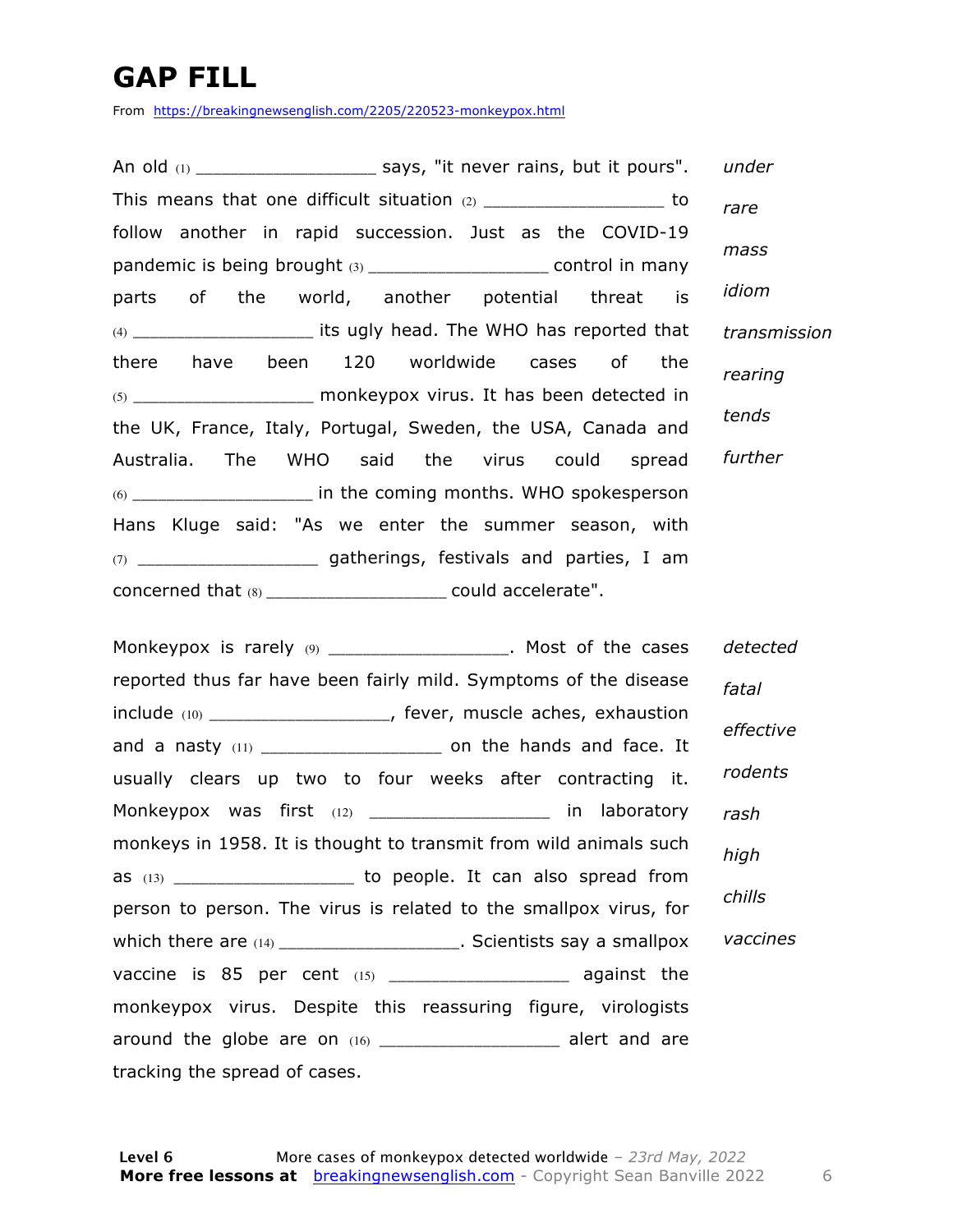# GAP FILL

From https://breakingnewsenglish.com/2205/220523-monkeypox.html

An old (1) _________________ says, "it never rains, but it pours". This means that one difficult situation (2) _________________ to follow another in rapid succession. Just as the COVID-19 pandemic is being brought (3) _________________ control in many parts of the world, another potential threat is (4) _________________ its ugly head. The WHO has reported that there have been 120 worldwide cases of the (5) _________________ monkeypox virus. It has been detected in the UK, France, Italy, Portugal, Sweden, the USA, Canada and Australia. The WHO said the virus could spread (6) _________________ in the coming months. WHO spokesperson Hans Kluge said: "As we enter the summer season, with (7) _________________ gatherings, festivals and parties, I am concerned that (8) _________________ could accelerate".

*under*

*rare*

*mass*

*idiom*

*transmission*

*rearing*

*tends*

*further*

Monkeypox is rarely (9) _________________. Most of the cases reported thus far have been fairly mild. Symptoms of the disease include (10) _________________, fever, muscle aches, exhaustion and a nasty (11) _________________ on the hands and face. It usually clears up two to four weeks after contracting it. Monkeypox was first (12) _________________ in laboratory monkeys in 1958. It is thought to transmit from wild animals such as (13) _________________ to people. It can also spread from person to person. The virus is related to the smallpox virus, for which there are (14) _________________. Scientists say a smallpox vaccine is 85 per cent (15) _________________ against the monkeypox virus. Despite this reassuring figure, virologists around the globe are on (16) _________________ alert and are tracking the spread of cases.

*detected*

*fatal*

*effective*

*rodents*

*rash*

*high*

*chills*

*vaccines*

**Level 6** More cases of monkeypox detected worldwide – *23rd May, 2022*
**More free lessons at** breakingnewsenglish.com - Copyright Sean Banville 2022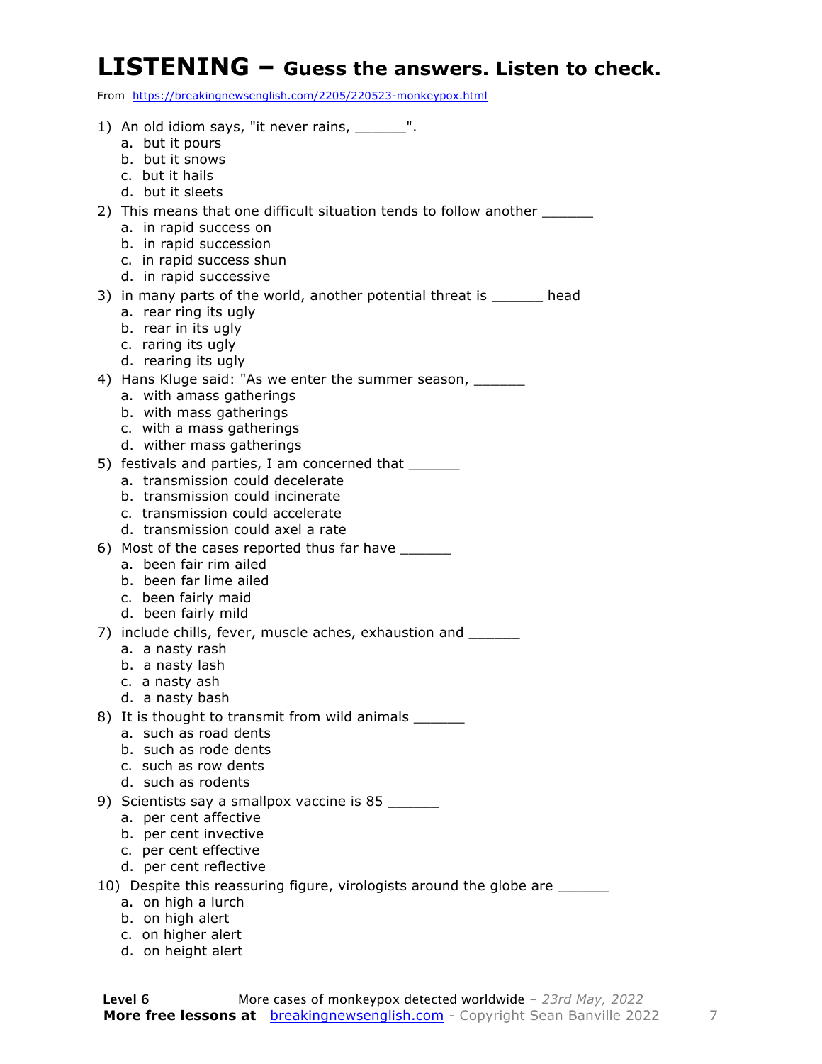# LISTENING – Guess the answers. Listen to check.

From https://breakingnewsenglish.com/2205/220523-monkeypox.html

1) An old idiom says, "it never rains, ______".
   a. but it pours
   b. but it snows
   c. but it hails
   d. but it sleets
2) This means that one difficult situation tends to follow another ______
   a. in rapid success on
   b. in rapid succession
   c. in rapid success shun
   d. in rapid successive
3) in many parts of the world, another potential threat is ______ head
   a. rear ring its ugly
   b. rear in its ugly
   c. raring its ugly
   d. rearing its ugly
4) Hans Kluge said: "As we enter the summer season, ______
   a. with amass gatherings
   b. with mass gatherings
   c. with a mass gatherings
   d. wither mass gatherings
5) festivals and parties, I am concerned that ______
   a. transmission could decelerate
   b. transmission could incinerate
   c. transmission could accelerate
   d. transmission could axel a rate
6) Most of the cases reported thus far have ______
   a. been fair rim ailed
   b. been far lime ailed
   c. been fairly maid
   d. been fairly mild
7) include chills, fever, muscle aches, exhaustion and ______
   a. a nasty rash
   b. a nasty lash
   c. a nasty ash
   d. a nasty bash
8) It is thought to transmit from wild animals ______
   a. such as road dents
   b. such as rode dents
   c. such as row dents
   d. such as rodents
9) Scientists say a smallpox vaccine is 85 ______
   a. per cent affective
   b. per cent invective
   c. per cent effective
   d. per cent reflective
10) Despite this reassuring figure, virologists around the globe are ______
   a. on high a lurch
   b. on high alert
   c. on higher alert
   d. on height alert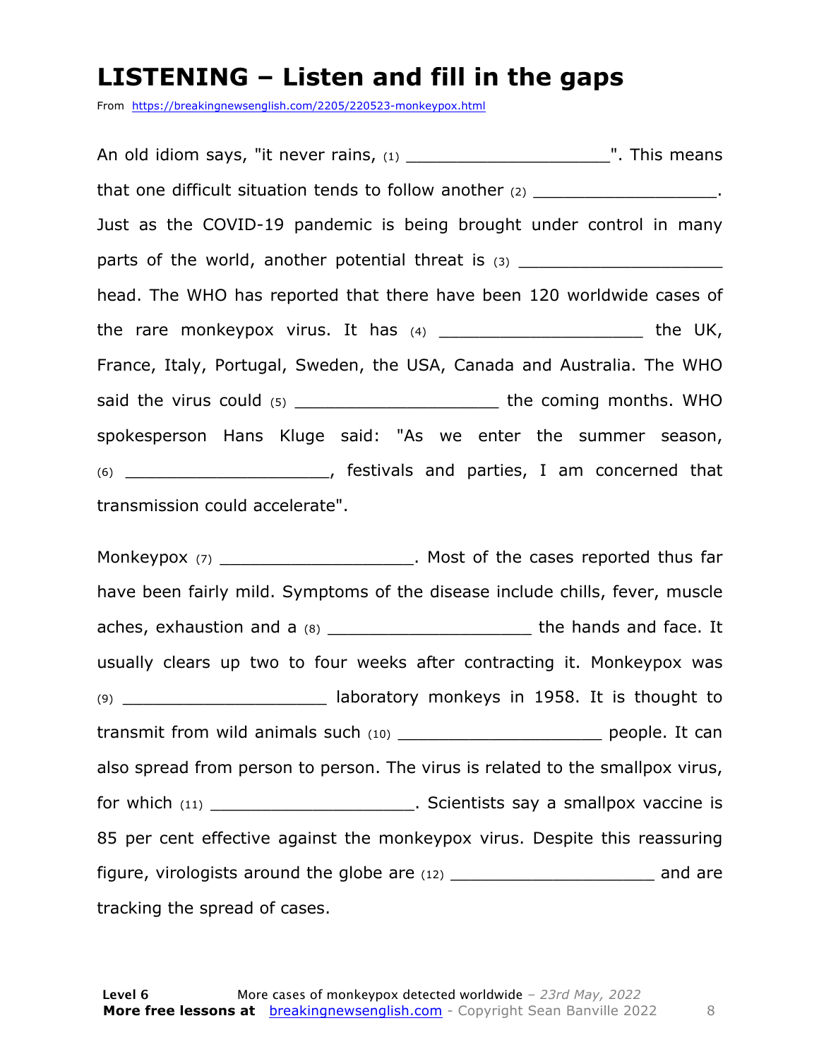# LISTENING – Listen and fill in the gaps

From https://breakingnewsenglish.com/2205/220523-monkeypox.html

An old idiom says, "it never rains, (1) ____________________". This means that one difficult situation tends to follow another (2) ___________________. Just as the COVID-19 pandemic is being brought under control in many parts of the world, another potential threat is (3) ____________________ head. The WHO has reported that there have been 120 worldwide cases of the rare monkeypox virus. It has (4) ____________________ the UK, France, Italy, Portugal, Sweden, the USA, Canada and Australia. The WHO said the virus could (5) ____________________ the coming months. WHO spokesperson Hans Kluge said: "As we enter the summer season, (6) ____________________, festivals and parties, I am concerned that transmission could accelerate".

Monkeypox (7) ___________________. Most of the cases reported thus far have been fairly mild. Symptoms of the disease include chills, fever, muscle aches, exhaustion and a (8) ____________________ the hands and face. It usually clears up two to four weeks after contracting it. Monkeypox was (9) ____________________ laboratory monkeys in 1958. It is thought to transmit from wild animals such (10) ____________________ people. It can also spread from person to person. The virus is related to the smallpox virus, for which (11) ____________________. Scientists say a smallpox vaccine is 85 per cent effective against the monkeypox virus. Despite this reassuring figure, virologists around the globe are (12) ____________________ and are tracking the spread of cases.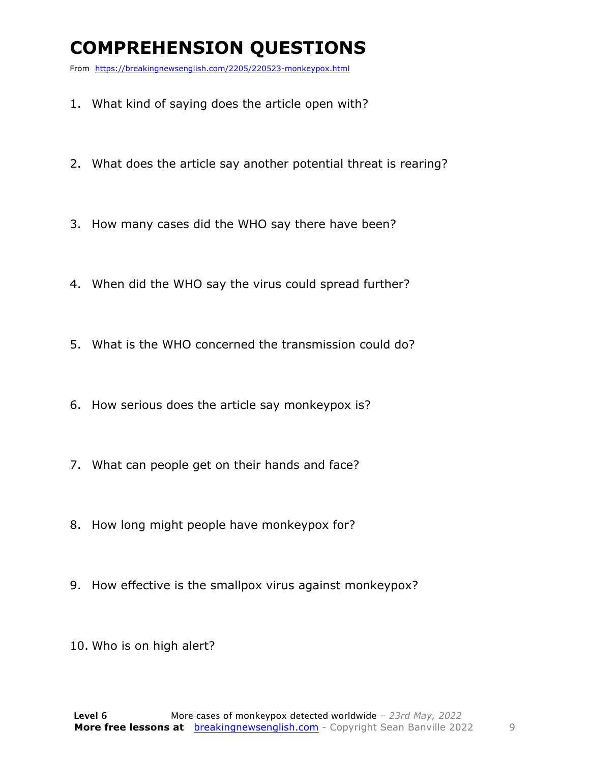# COMPREHENSION QUESTIONS

From https://breakingnewsenglish.com/2205/220523-monkeypox.html

1. What kind of saying does the article open with?
2. What does the article say another potential threat is rearing?
3. How many cases did the WHO say there have been?
4. When did the WHO say the virus could spread further?
5. What is the WHO concerned the transmission could do?
6. How serious does the article say monkeypox is?
7. What can people get on their hands and face?
8. How long might people have monkeypox for?
9. How effective is the smallpox virus against monkeypox?
10. Who is on high alert?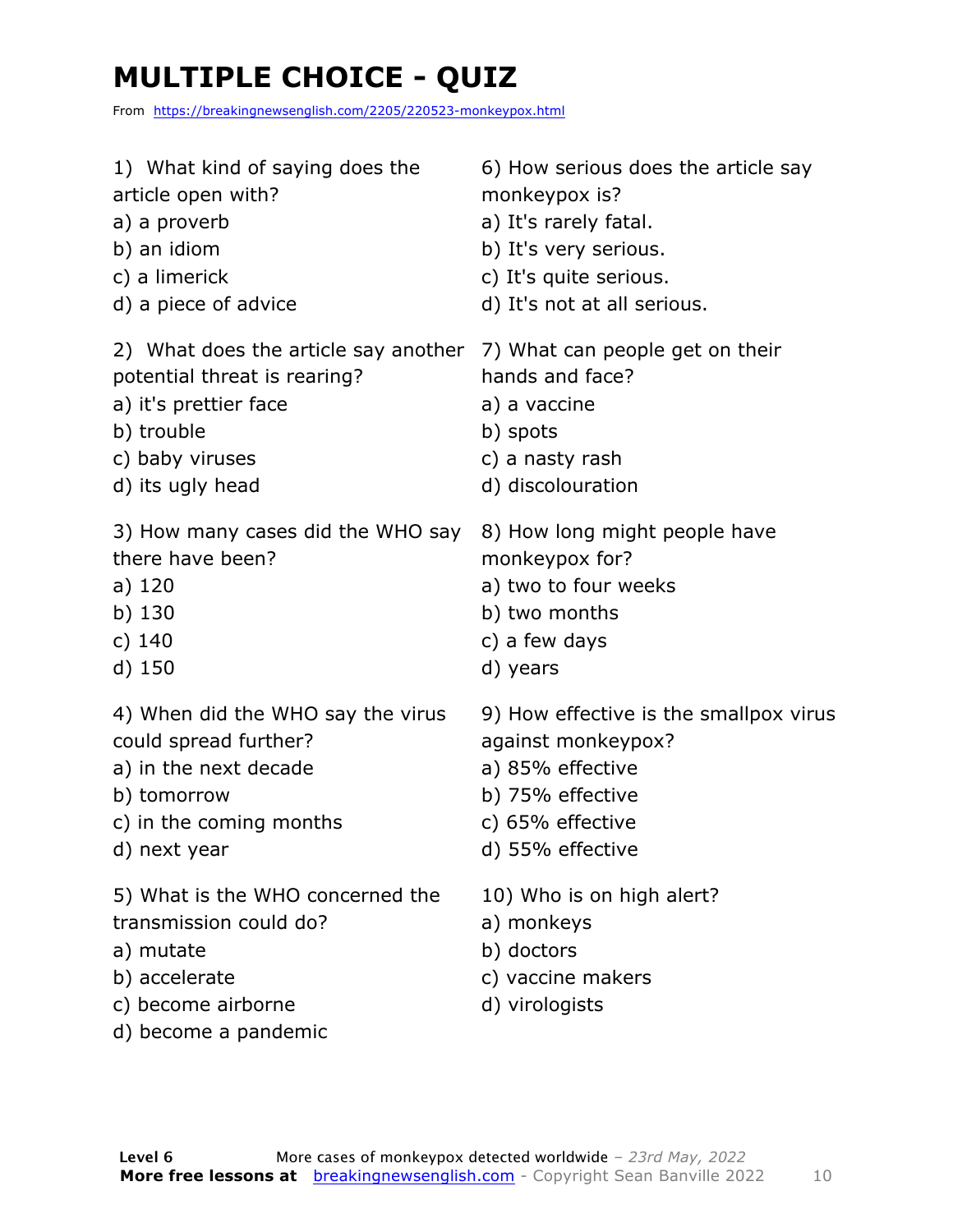# MULTIPLE CHOICE - QUIZ

From https://breakingnewsenglish.com/2205/220523-monkeypox.html

1) What kind of saying does the article open with?
a) a proverb
b) an idiom
c) a limerick
d) a piece of advice

2) What does the article say another potential threat is rearing?
a) it's prettier face
b) trouble
c) baby viruses
d) its ugly head

3) How many cases did the WHO say there have been?
a) 120
b) 130
c) 140
d) 150

4) When did the WHO say the virus could spread further?
a) in the next decade
b) tomorrow
c) in the coming months
d) next year

5) What is the WHO concerned the transmission could do?
a) mutate
b) accelerate
c) become airborne
d) become a pandemic

6) How serious does the article say monkeypox is?
a) It's rarely fatal.
b) It's very serious.
c) It's quite serious.
d) It's not at all serious.

7) What can people get on their hands and face?
a) a vaccine
b) spots
c) a nasty rash
d) discolouration

8) How long might people have monkeypox for?
a) two to four weeks
b) two months
c) a few days
d) years

9) How effective is the smallpox virus against monkeypox?
a) 85% effective
b) 75% effective
c) 65% effective
d) 55% effective

10) Who is on high alert?
a) monkeys
b) doctors
c) vaccine makers
d) virologists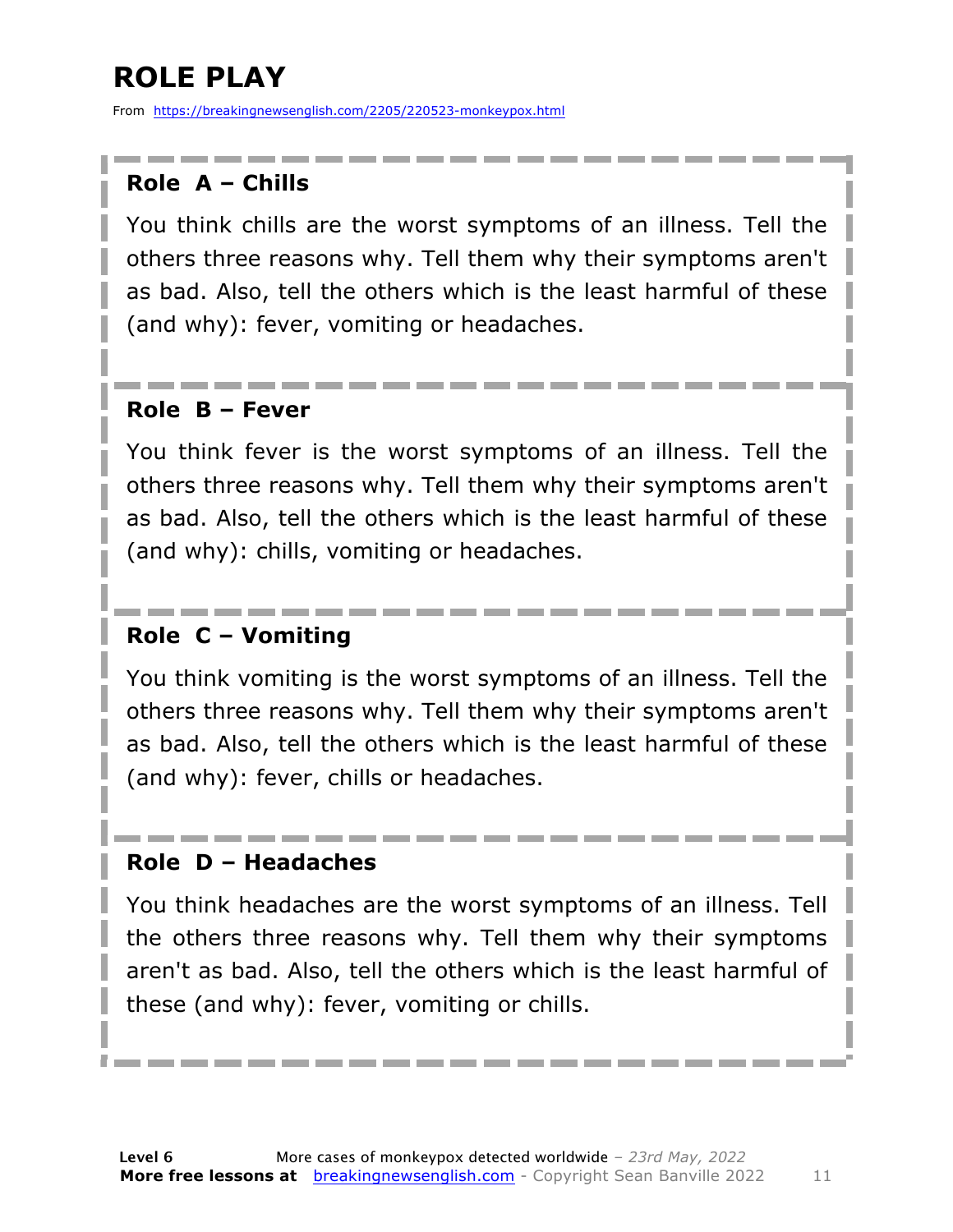# ROLE PLAY

From https://breakingnewsenglish.com/2205/220523-monkeypox.html

### Role A – Chills

You think chills are the worst symptoms of an illness. Tell the others three reasons why. Tell them why their symptoms aren't as bad. Also, tell the others which is the least harmful of these (and why): fever, vomiting or headaches.

### Role B – Fever

You think fever is the worst symptoms of an illness. Tell the others three reasons why. Tell them why their symptoms aren't as bad. Also, tell the others which is the least harmful of these (and why): chills, vomiting or headaches.

### Role C – Vomiting

You think vomiting is the worst symptoms of an illness. Tell the others three reasons why. Tell them why their symptoms aren't as bad. Also, tell the others which is the least harmful of these (and why): fever, chills or headaches.

### Role D – Headaches

You think headaches are the worst symptoms of an illness. Tell the others three reasons why. Tell them why their symptoms aren't as bad. Also, tell the others which is the least harmful of these (and why): fever, vomiting or chills.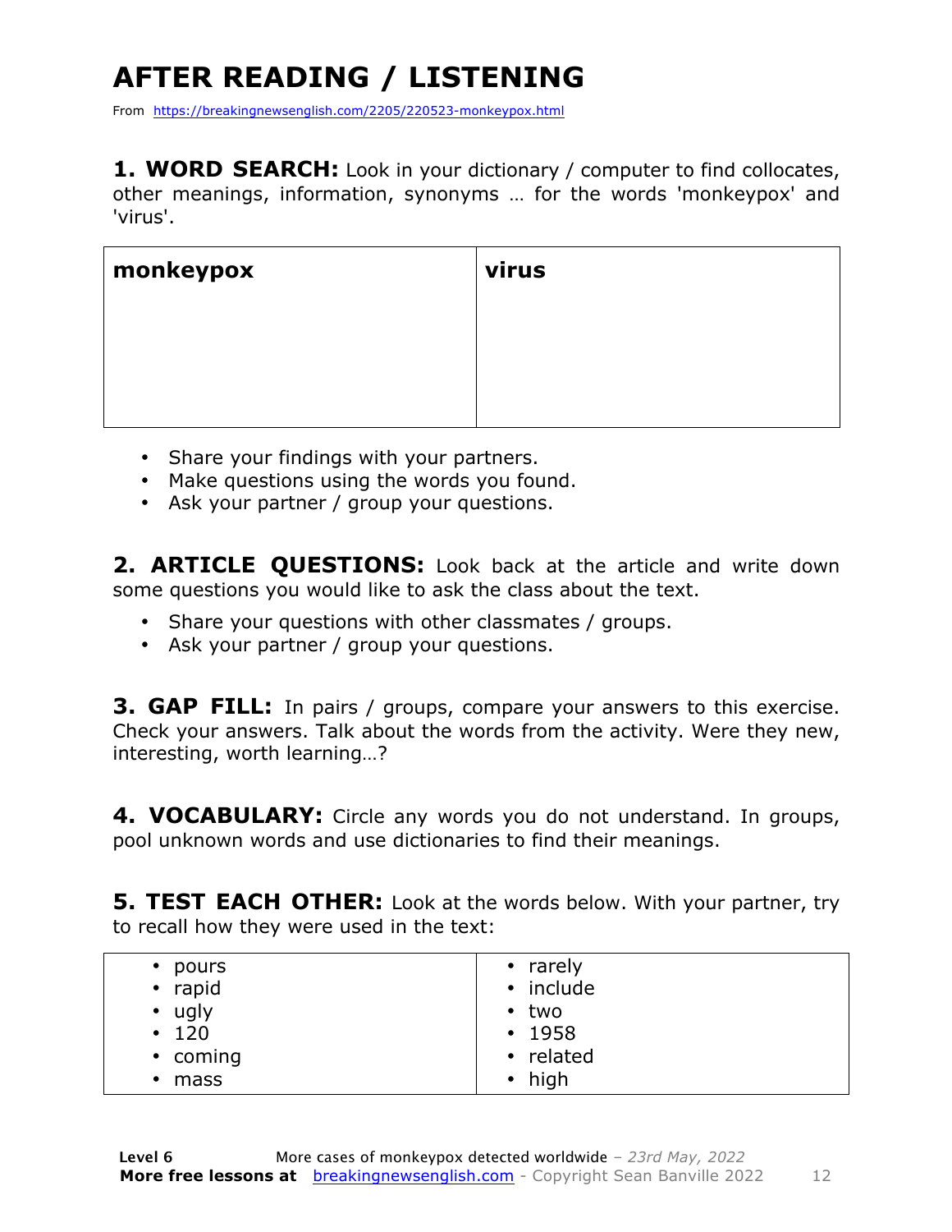# AFTER READING / LISTENING

From https://breakingnewsenglish.com/2205/220523-monkeypox.html

**1. WORD SEARCH:** Look in your dictionary / computer to find collocates, other meanings, information, synonyms … for the words 'monkeypox' and 'virus'.

| **monkeypox** | **virus** |
| --- | --- |
| | |

- Share your findings with your partners.
- Make questions using the words you found.
- Ask your partner / group your questions.

**2. ARTICLE QUESTIONS:** Look back at the article and write down some questions you would like to ask the class about the text.

- Share your questions with other classmates / groups.
- Ask your partner / group your questions.

**3. GAP FILL:** In pairs / groups, compare your answers to this exercise. Check your answers. Talk about the words from the activity. Were they new, interesting, worth learning…?

**4. VOCABULARY:** Circle any words you do not understand. In groups, pool unknown words and use dictionaries to find their meanings.

**5. TEST EACH OTHER:** Look at the words below. With your partner, try to recall how they were used in the text:

| | |
| --- | --- |
| • pours | • rarely |
| • rapid | • include |
| • ugly | • two |
| • 120 | • 1958 |
| • coming | • related |
| • mass | • high |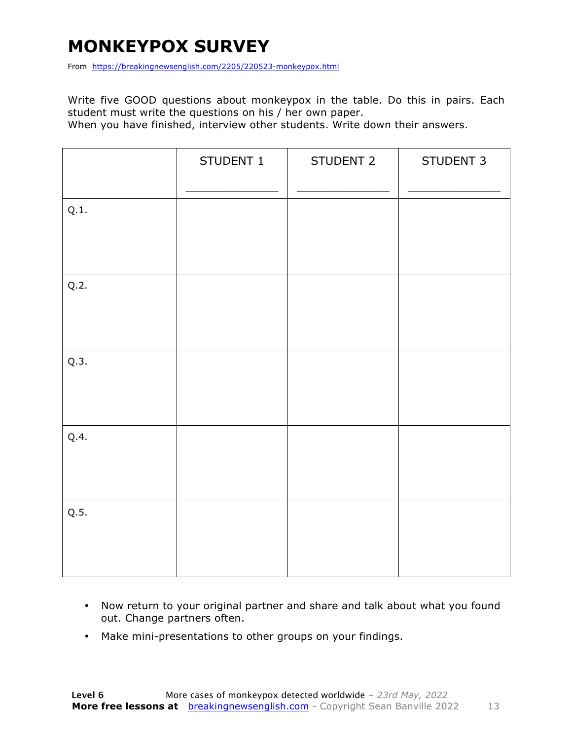# MONKEYPOX SURVEY

From https://breakingnewsenglish.com/2205/220523-monkeypox.html

Write five GOOD questions about monkeypox in the table. Do this in pairs. Each student must write the questions on his / her own paper.
When you have finished, interview other students. Write down their answers.

| | STUDENT 1 ______________ | STUDENT 2 ______________ | STUDENT 3 ______________ |
|---|---|---|---|
| Q.1. | | | |
| Q.2. | | | |
| Q.3. | | | |
| Q.4. | | | |
| Q.5. | | | |

- Now return to your original partner and share and talk about what you found out. Change partners often.
- Make mini-presentations to other groups on your findings.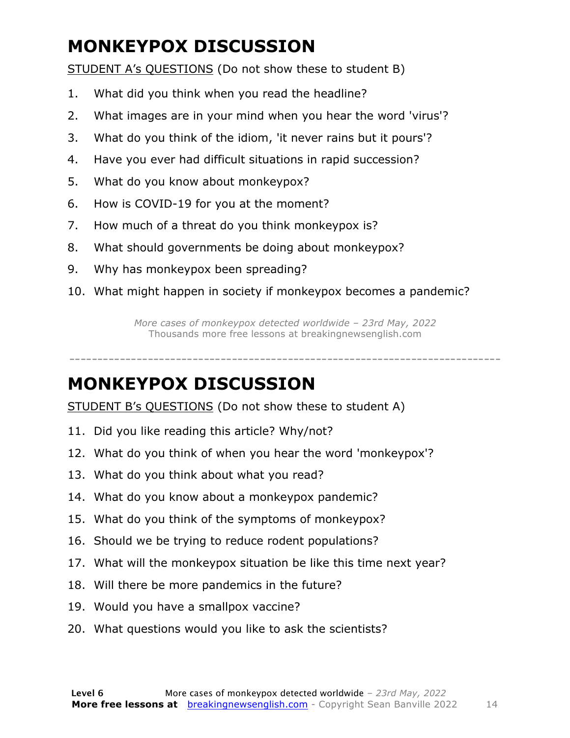# MONKEYPOX DISCUSSION

STUDENT A's QUESTIONS (Do not show these to student B)

1. What did you think when you read the headline?
2. What images are in your mind when you hear the word 'virus'?
3. What do you think of the idiom, 'it never rains but it pours'?
4. Have you ever had difficult situations in rapid succession?
5. What do you know about monkeypox?
6. How is COVID-19 for you at the moment?
7. How much of a threat do you think monkeypox is?
8. What should governments be doing about monkeypox?
9. Why has monkeypox been spreading?
10. What might happen in society if monkeypox becomes a pandemic?

*More cases of monkeypox detected worldwide – 23rd May, 2022*
Thousands more free lessons at breakingnewsenglish.com

---

# MONKEYPOX DISCUSSION

STUDENT B's QUESTIONS (Do not show these to student A)

11. Did you like reading this article? Why/not?
12. What do you think of when you hear the word 'monkeypox'?
13. What do you think about what you read?
14. What do you know about a monkeypox pandemic?
15. What do you think of the symptoms of monkeypox?
16. Should we be trying to reduce rodent populations?
17. What will the monkeypox situation be like this time next year?
18. Will there be more pandemics in the future?
19. Would you have a smallpox vaccine?
20. What questions would you like to ask the scientists?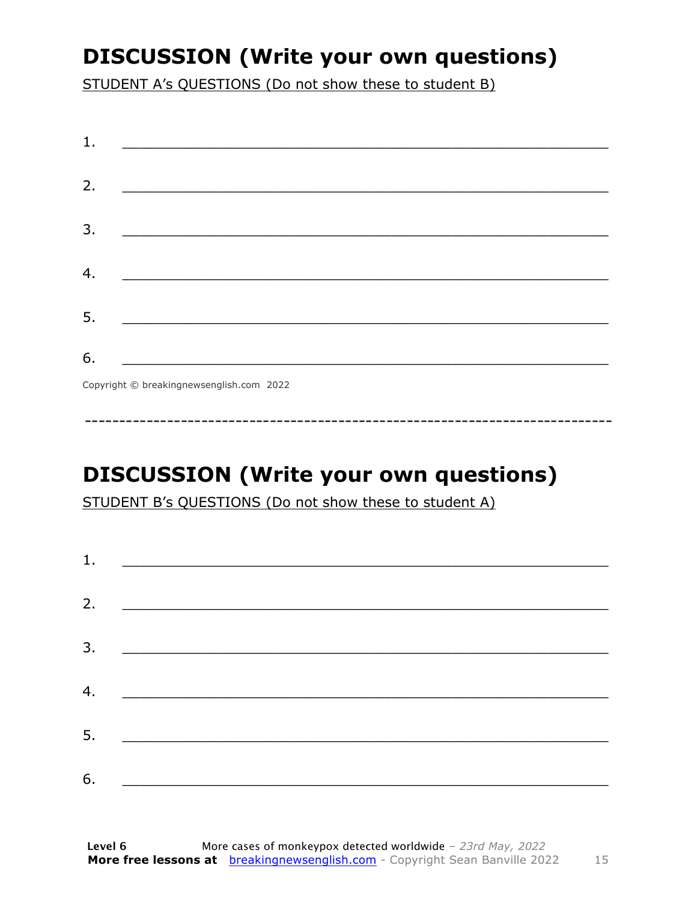## DISCUSSION (Write your own questions)

STUDENT A's QUESTIONS (Do not show these to student B)

1. ___________________________________________________________

2. ___________________________________________________________

3. ___________________________________________________________

4. ___________________________________________________________

5. ___________________________________________________________

6. ___________________________________________________________

Copyright © breakingnewsenglish.com 2022

---

## DISCUSSION (Write your own questions)

STUDENT B's QUESTIONS (Do not show these to student A)

1. ___________________________________________________________

2. ___________________________________________________________

3. ___________________________________________________________

4. ___________________________________________________________

5. ___________________________________________________________

6. ___________________________________________________________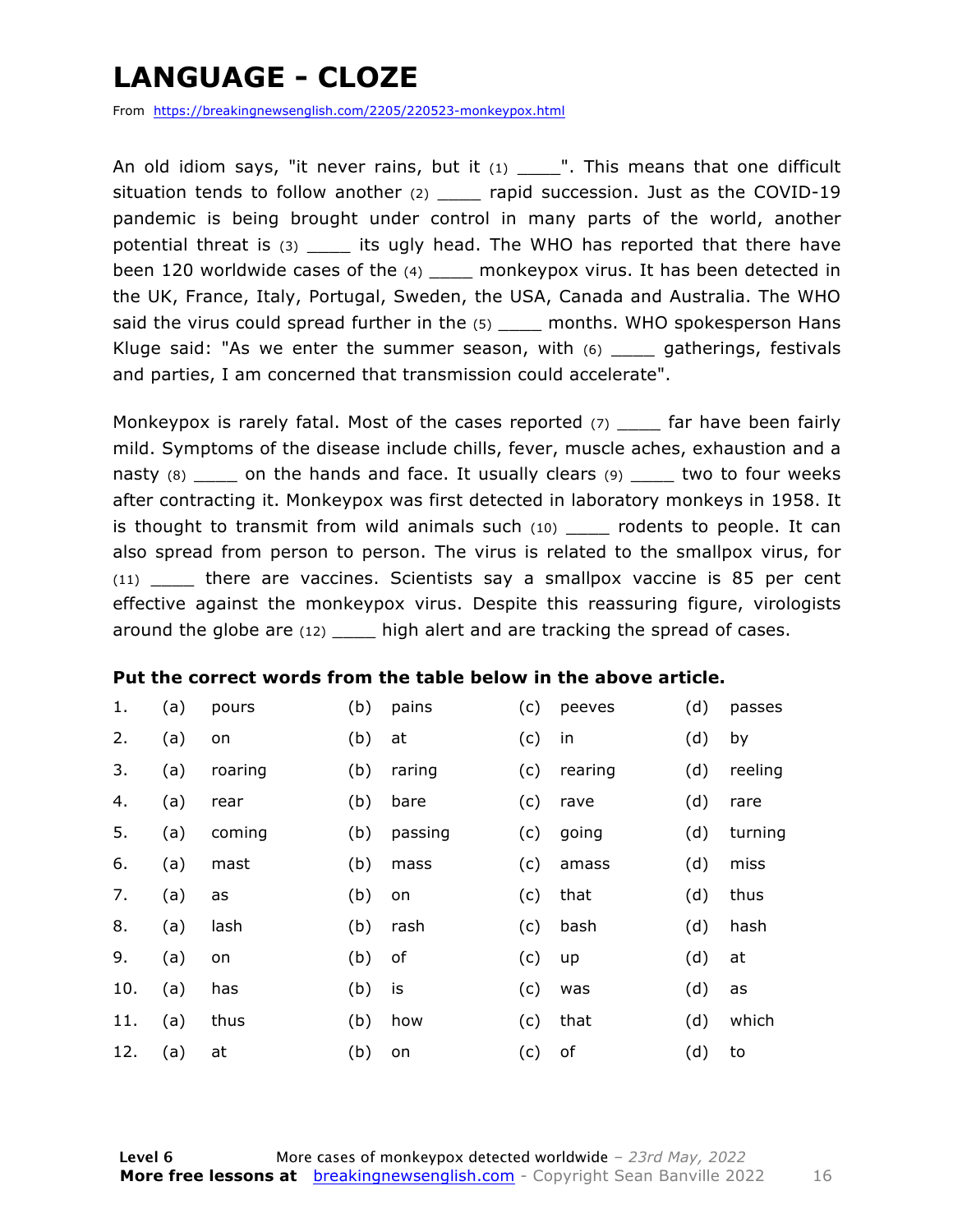# LANGUAGE - CLOZE

From https://breakingnewsenglish.com/2205/220523-monkeypox.html

An old idiom says, "it never rains, but it (1) ____". This means that one difficult situation tends to follow another (2) ____ rapid succession. Just as the COVID-19 pandemic is being brought under control in many parts of the world, another potential threat is (3) ____ its ugly head. The WHO has reported that there have been 120 worldwide cases of the (4) ____ monkeypox virus. It has been detected in the UK, France, Italy, Portugal, Sweden, the USA, Canada and Australia. The WHO said the virus could spread further in the (5) ____ months. WHO spokesperson Hans Kluge said: "As we enter the summer season, with (6) ____ gatherings, festivals and parties, I am concerned that transmission could accelerate".

Monkeypox is rarely fatal. Most of the cases reported (7) ____ far have been fairly mild. Symptoms of the disease include chills, fever, muscle aches, exhaustion and a nasty (8) ____ on the hands and face. It usually clears (9) ____ two to four weeks after contracting it. Monkeypox was first detected in laboratory monkeys in 1958. It is thought to transmit from wild animals such (10) ____ rodents to people. It can also spread from person to person. The virus is related to the smallpox virus, for (11) ____ there are vaccines. Scientists say a smallpox vaccine is 85 per cent effective against the monkeypox virus. Despite this reassuring figure, virologists around the globe are (12) ____ high alert and are tracking the spread of cases.

**Put the correct words from the table below in the above article.**

| | | | | | | | | |
|---|---|---|---|---|---|---|---|---|
| 1. | (a) | pours | (b) | pains | (c) | peeves | (d) | passes |
| 2. | (a) | on | (b) | at | (c) | in | (d) | by |
| 3. | (a) | roaring | (b) | raring | (c) | rearing | (d) | reeling |
| 4. | (a) | rear | (b) | bare | (c) | rave | (d) | rare |
| 5. | (a) | coming | (b) | passing | (c) | going | (d) | turning |
| 6. | (a) | mast | (b) | mass | (c) | amass | (d) | miss |
| 7. | (a) | as | (b) | on | (c) | that | (d) | thus |
| 8. | (a) | lash | (b) | rash | (c) | bash | (d) | hash |
| 9. | (a) | on | (b) | of | (c) | up | (d) | at |
| 10. | (a) | has | (b) | is | (c) | was | (d) | as |
| 11. | (a) | thus | (b) | how | (c) | that | (d) | which |
| 12. | (a) | at | (b) | on | (c) | of | (d) | to |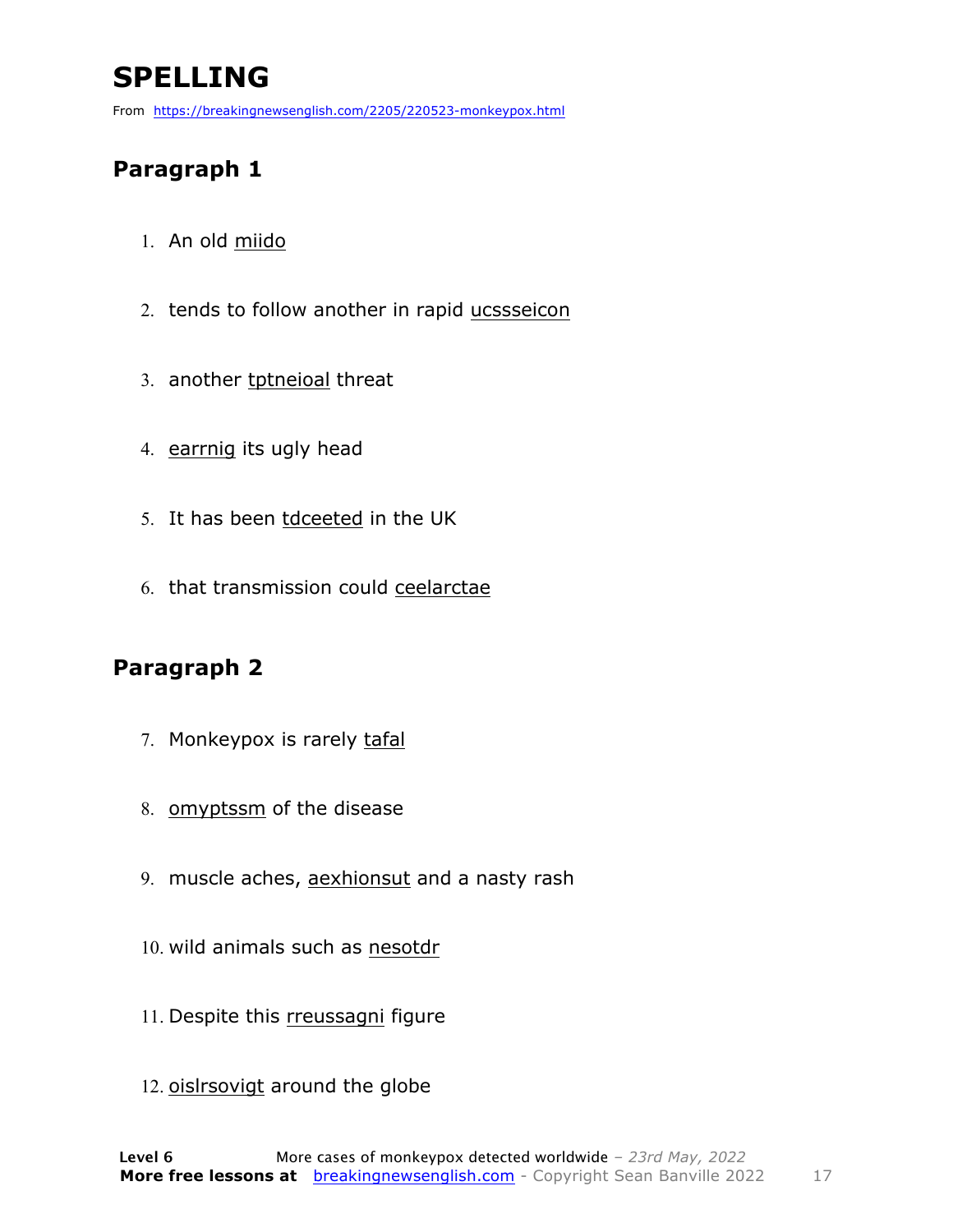# SPELLING

From https://breakingnewsenglish.com/2205/220523-monkeypox.html

## Paragraph 1

1. An old miido
2. tends to follow another in rapid ucsssseicon
3. another tptneioal threat
4. earrnig its ugly head
5. It has been tdceeted in the UK
6. that transmission could ceelarctae

## Paragraph 2

7. Monkeypox is rarely tafal
8. omyptssm of the disease
9. muscle aches, aexhionsut and a nasty rash
10. wild animals such as nesotdr
11. Despite this rreussagni figure
12. oislrsovigt around the globe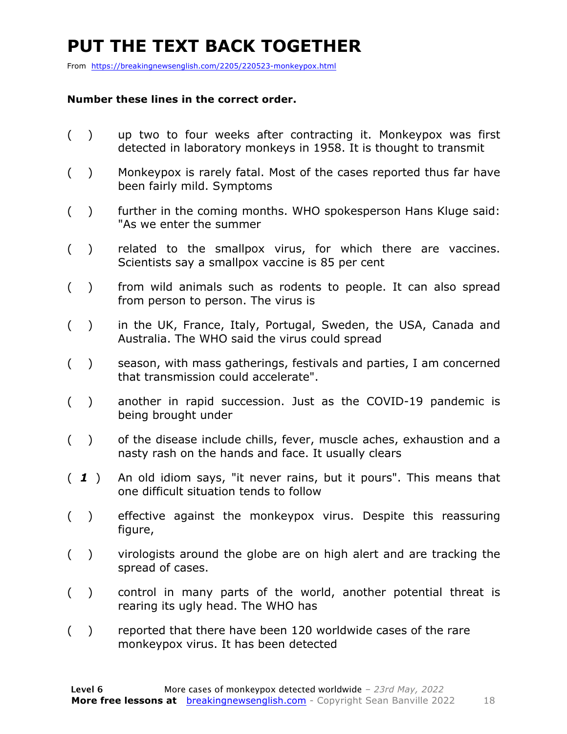# PUT THE TEXT BACK TOGETHER

From https://breakingnewsenglish.com/2205/220523-monkeypox.html

**Number these lines in the correct order.**

( ) up two to four weeks after contracting it. Monkeypox was first detected in laboratory monkeys in 1958. It is thought to transmit

( ) Monkeypox is rarely fatal. Most of the cases reported thus far have been fairly mild. Symptoms

( ) further in the coming months. WHO spokesperson Hans Kluge said: "As we enter the summer

( ) related to the smallpox virus, for which there are vaccines. Scientists say a smallpox vaccine is 85 per cent

( ) from wild animals such as rodents to people. It can also spread from person to person. The virus is

( ) in the UK, France, Italy, Portugal, Sweden, the USA, Canada and Australia. The WHO said the virus could spread

( ) season, with mass gatherings, festivals and parties, I am concerned that transmission could accelerate".

( ) another in rapid succession. Just as the COVID-19 pandemic is being brought under

( ) of the disease include chills, fever, muscle aches, exhaustion and a nasty rash on the hands and face. It usually clears

( *1* ) An old idiom says, "it never rains, but it pours". This means that one difficult situation tends to follow

( ) effective against the monkeypox virus. Despite this reassuring figure,

( ) virologists around the globe are on high alert and are tracking the spread of cases.

( ) control in many parts of the world, another potential threat is rearing its ugly head. The WHO has

( ) reported that there have been 120 worldwide cases of the rare monkeypox virus. It has been detected

**Level 6** More cases of monkeypox detected worldwide – *23rd May, 2022*
**More free lessons at** breakingnewsenglish.com - Copyright Sean Banville 2022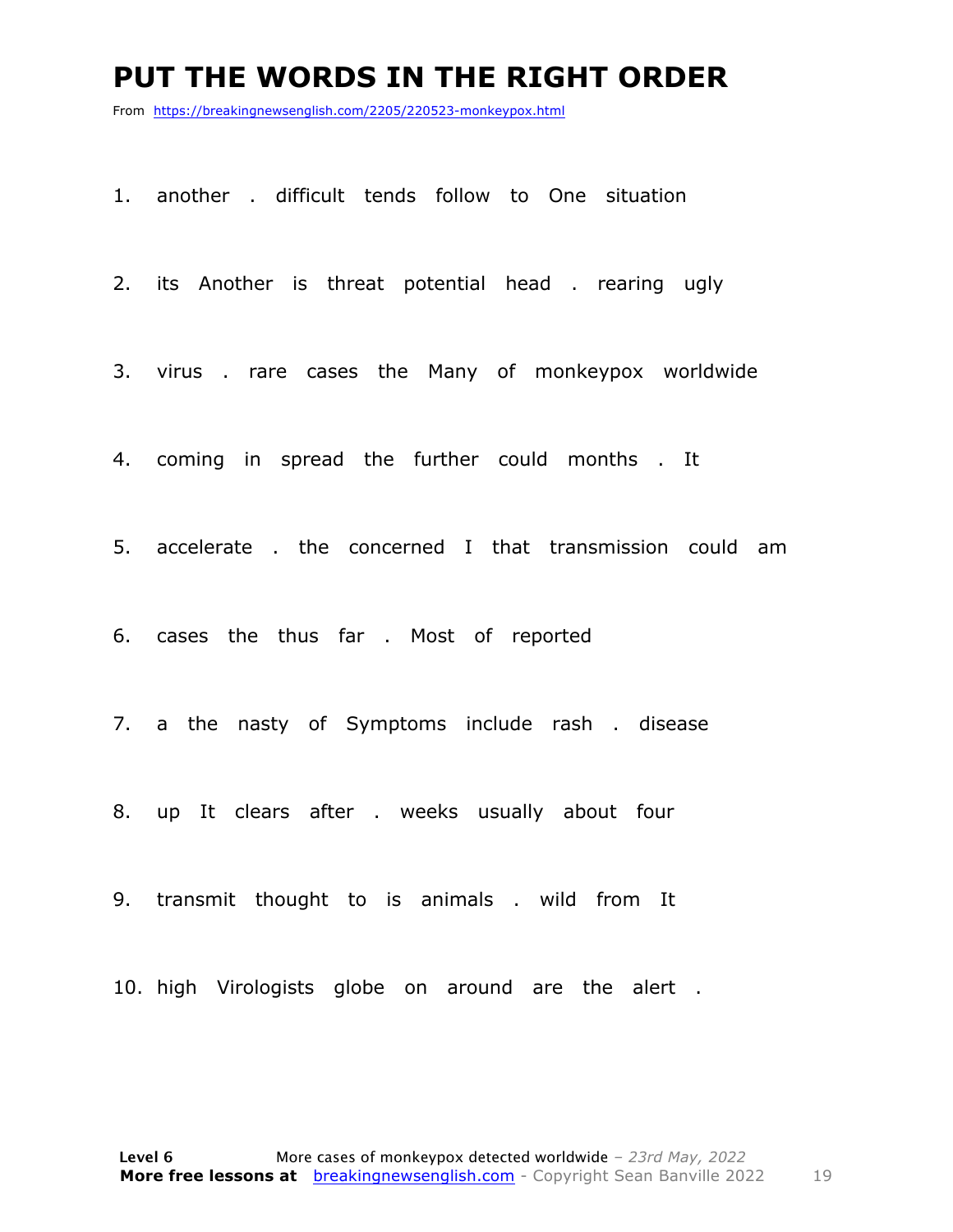# PUT THE WORDS IN THE RIGHT ORDER

From https://breakingnewsenglish.com/2205/220523-monkeypox.html

1. another . difficult tends follow to One situation

2. its Another is threat potential head . rearing ugly

3. virus . rare cases the Many of monkeypox worldwide

4. coming in spread the further could months . It

5. accelerate . the concerned I that transmission could am

6. cases the thus far . Most of reported

7. a the nasty of Symptoms include rash . disease

8. up It clears after . weeks usually about four

9. transmit thought to is animals . wild from It

10. high Virologists globe on around are the alert .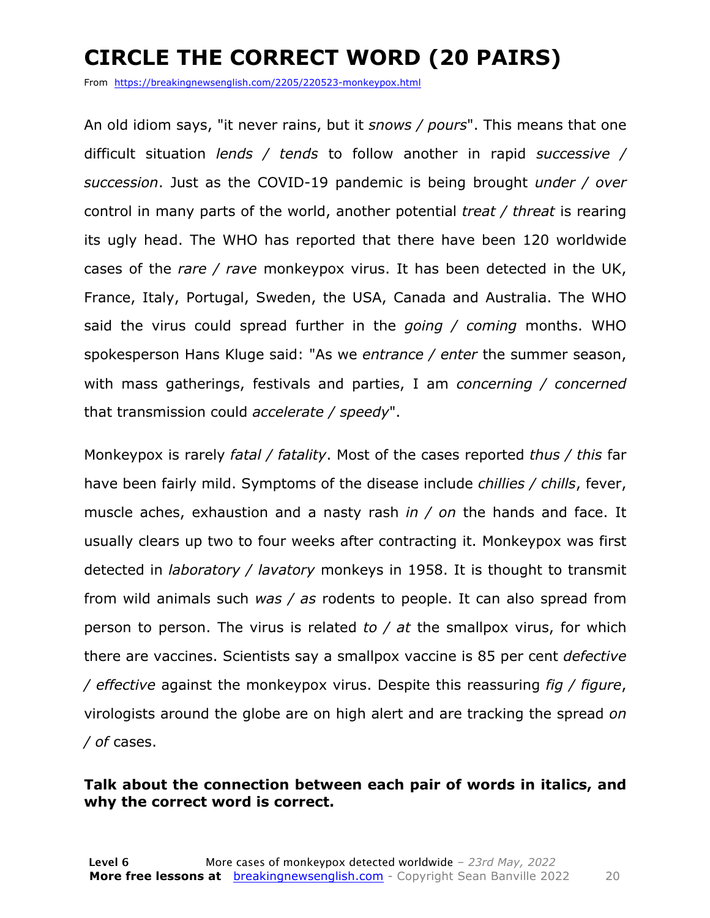# CIRCLE THE CORRECT WORD (20 PAIRS)

From https://breakingnewsenglish.com/2205/220523-monkeypox.html

An old idiom says, "it never rains, but it *snows / pours*". This means that one difficult situation *lends / tends* to follow another in rapid *successive / succession*. Just as the COVID-19 pandemic is being brought *under / over* control in many parts of the world, another potential *treat / threat* is rearing its ugly head. The WHO has reported that there have been 120 worldwide cases of the *rare / rave* monkeypox virus. It has been detected in the UK, France, Italy, Portugal, Sweden, the USA, Canada and Australia. The WHO said the virus could spread further in the *going / coming* months. WHO spokesperson Hans Kluge said: "As we *entrance / enter* the summer season, with mass gatherings, festivals and parties, I am *concerning / concerned* that transmission could *accelerate / speedy*".

Monkeypox is rarely *fatal / fatality*. Most of the cases reported *thus / this* far have been fairly mild. Symptoms of the disease include *chillies / chills*, fever, muscle aches, exhaustion and a nasty rash *in / on* the hands and face. It usually clears up two to four weeks after contracting it. Monkeypox was first detected in *laboratory / lavatory* monkeys in 1958. It is thought to transmit from wild animals such *was / as* rodents to people. It can also spread from person to person. The virus is related *to / at* the smallpox virus, for which there are vaccines. Scientists say a smallpox vaccine is 85 per cent *defective / effective* against the monkeypox virus. Despite this reassuring *fig / figure*, virologists around the globe are on high alert and are tracking the spread *on / of* cases.

**Talk about the connection between each pair of words in italics, and why the correct word is correct.**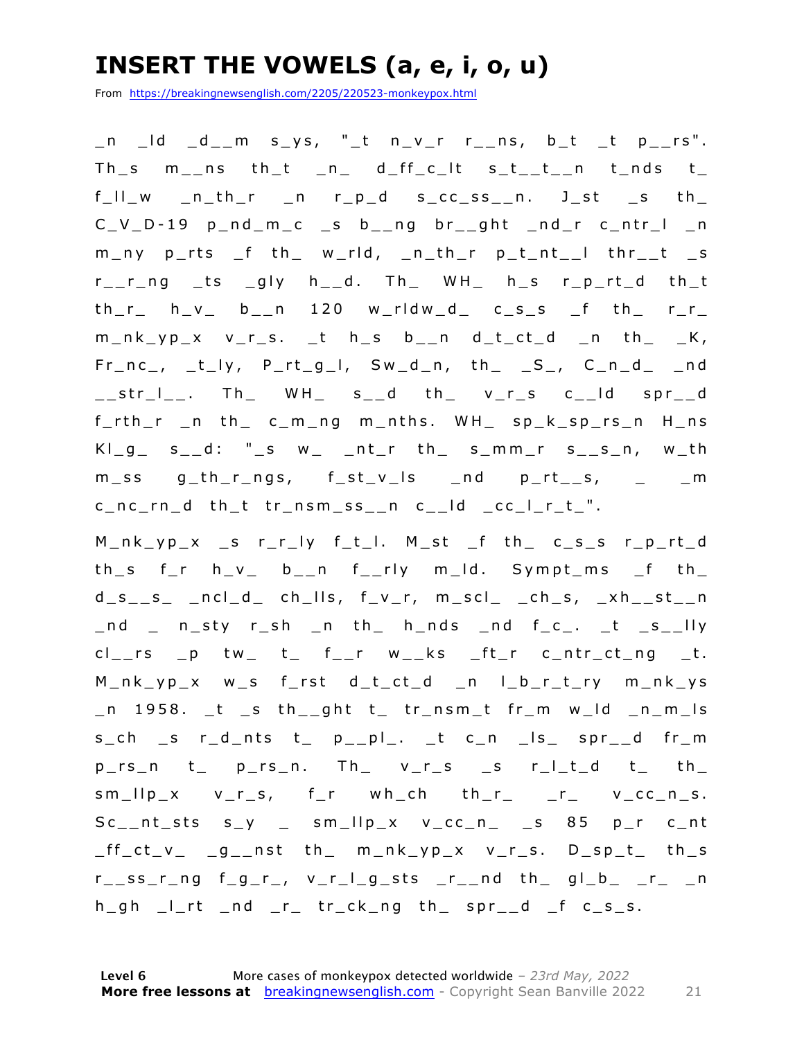# INSERT THE VOWELS (a, e, i, o, u)

From https://breakingnewsenglish.com/2205/220523-monkeypox.html

_n _ld _d__m s_ys, "_t n_v_r r__ns, b_t _t p__rs". Th_s m__ns th_t _n_ d_ff_c_lt s_t__t__n t_nds t_ f_ll_w _n_th_r _n r_p_d s_cc_ss__n. J_st _s th_ C_V_D-19 p_nd_m_c _s b__ng br__ght _nd_r c_ntr_l _n m_ny p_rts _f th_ w_rld, _n_th_r p_t_nt__l thr__t _s r__r_ng _ts _gly h__d. Th_ WH_ h_s r_p_rt_d th_t th_r_ h_v_ b__n 120 w_rldw_d_ c_s_s _f th_ r_r_ m_nk_yp_x v_r_s. _t h_s b__n d_t_ct_d _n th_ _K, Fr_nc_, _t_ly, P_rt_g_l, Sw_d_n, th_ _S_, C_n_d_ _nd __str_l__. Th_ WH_ s__d th_ v_r_s c__ld spr__d f_rth_r _n th_ c_m_ng m_nths. WH_ sp_k_sp_rs_n H_ns Kl_g_ s__d: "_s w_ _nt_r th_ s_mm_r s__s_n, w_th m_ss g_th_r_ngs, f_st_v_ls _nd p_rt__s, _ _m c_nc_rn_d th_t tr_nsm_ss__n c__ld _cc_l_r_t_".

M_nk_yp_x _s r_r_ly f_t_l. M_st _f th_ c_s_s r_p_rt_d th_s f_r h_v_ b__n f__rly m_ld. Sympt_ms _f th_ d_s__s_ _ncl_d_ ch_lls, f_v_r, m_scl_ _ch_s, _xh__st__n _nd _ n_sty r_sh _n th_ h_nds _nd f_c_. _t _s__lly cl__rs _p tw_ t_ f__r w__ks _ft_r c_ntr_ct_ng _t. M_nk_yp_x w_s f_rst d_t_ct_d _n l_b_r_t_ry m_nk_ys _n 1958. _t _s th__ght t_ tr_nsm_t fr_m w_ld _n_m_ls s_ch _s r_d_nts t_ p__pl_. _t c_n _ls_ spr__d fr_m p_rs_n t_ p_rs_n. Th_ v_r_s _s r_l_t_d t_ th_ sm_llp_x v_r_s, f_r wh_ch th_r_ _r_ v_cc_n_s. Sc__nt_sts s_y _ sm_llp_x v_cc_n_ _s 85 p_r c_nt _ff_ct_v_ _g__nst th_ m_nk_yp_x v_r_s. D_sp_t_ th_s r__ss_r_ng f_g_r_, v_r_l_g_sts _r__nd th_ gl_b_ _r_ _n h_gh _l_rt _nd _r_ tr_ck_ng th_ spr__d _f c_s_s.

**Level 6** More cases of monkeypox detected worldwide – *23rd May, 2022*
**More free lessons at** breakingnewsenglish.com - Copyright Sean Banville 2022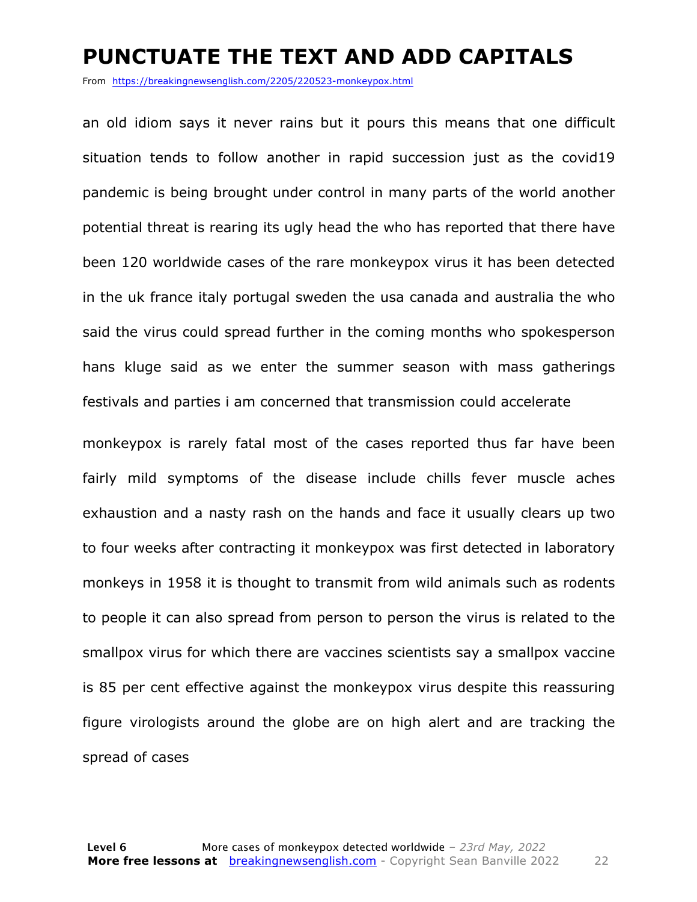# PUNCTUATE THE TEXT AND ADD CAPITALS

From https://breakingnewsenglish.com/2205/220523-monkeypox.html

an old idiom says it never rains but it pours this means that one difficult situation tends to follow another in rapid succession just as the covid19 pandemic is being brought under control in many parts of the world another potential threat is rearing its ugly head the who has reported that there have been 120 worldwide cases of the rare monkeypox virus it has been detected in the uk france italy portugal sweden the usa canada and australia the who said the virus could spread further in the coming months who spokesperson hans kluge said as we enter the summer season with mass gatherings festivals and parties i am concerned that transmission could accelerate

monkeypox is rarely fatal most of the cases reported thus far have been fairly mild symptoms of the disease include chills fever muscle aches exhaustion and a nasty rash on the hands and face it usually clears up two to four weeks after contracting it monkeypox was first detected in laboratory monkeys in 1958 it is thought to transmit from wild animals such as rodents to people it can also spread from person to person the virus is related to the smallpox virus for which there are vaccines scientists say a smallpox vaccine is 85 per cent effective against the monkeypox virus despite this reassuring figure virologists around the globe are on high alert and are tracking the spread of cases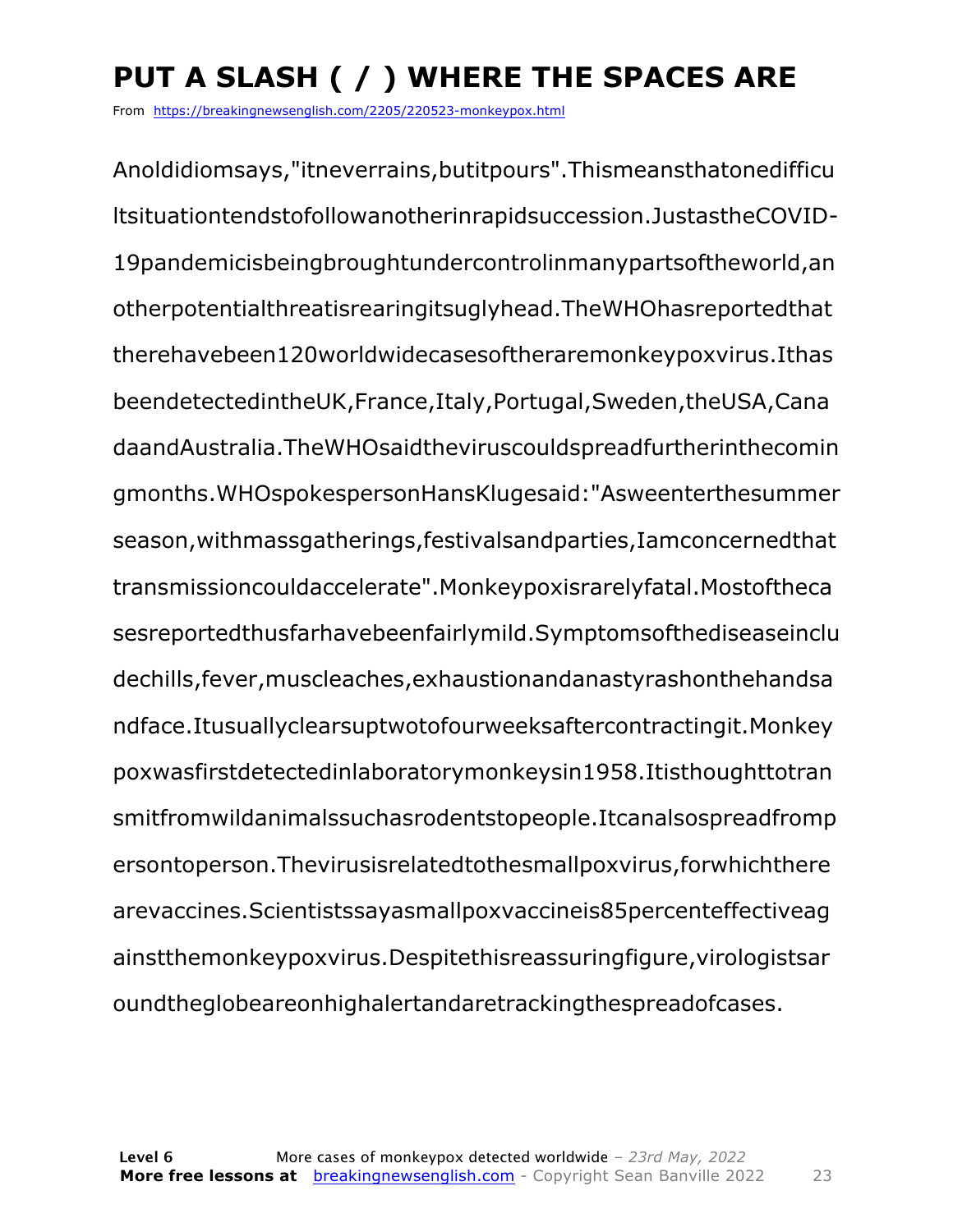# PUT A SLASH ( / ) WHERE THE SPACES ARE

From https://breakingnewsenglish.com/2205/220523-monkeypox.html

Anoldidiomsays,"itneverrains,butitpours".Thismeansthatonedifficu
ltsituationtendstofollowanotherinrapidsuccession.JustastheCOVID-
19pandemicisbeingbroughtundercontrolinmanypartsoftheworld,an
otherpotentialthreatisrearingitsuglyhead.TheWHOhasreportedthat
therehavebeen120worldwidecasesoftheraremonkeypoxvirus.Ithas
beendetectedintheUK,France,Italy,Portugal,Sweden,theUSA,Cana
daandAustralia.TheWHOsaidtheviruscouldspreadfurtherinthecomin
gmonths.WHOspokespersonHansKlugesaid:"Asweenterthesummer
season,withmassgatherings,festivalsandparties,Iamconcernedthat
transmissioncouldaccelerate".Monkeypoxisrarelyfatal.Mostoftheca
sesreportedthusfarhavebeenfairlymild.Symptomsofthediseaseinclu
dechills,fever,muscleaches,exhaustionandanastyrashonthehandsa
ndface.Itusuallyclearsuptwotofourweeksaftercontractingit.Monkey
poxwasfirstdetectedinlaboratorymonkeysin1958.Itisthoughttotran
smitfromwildanimalssuchasrodentstopeople.Itcanalsospreadfromp
ersontoperson.Thevirusisrelatedtothesmallpoxvirus,forwhichthere
arevaccines.Scientistssayasmallpoxvaccineis85percenteffectiveag
ainstthemonkeypoxvirus.Despitethisreassuringfigure,virologistsar
oundtheglobeareonhighalertandaretrackingthespreadofcases.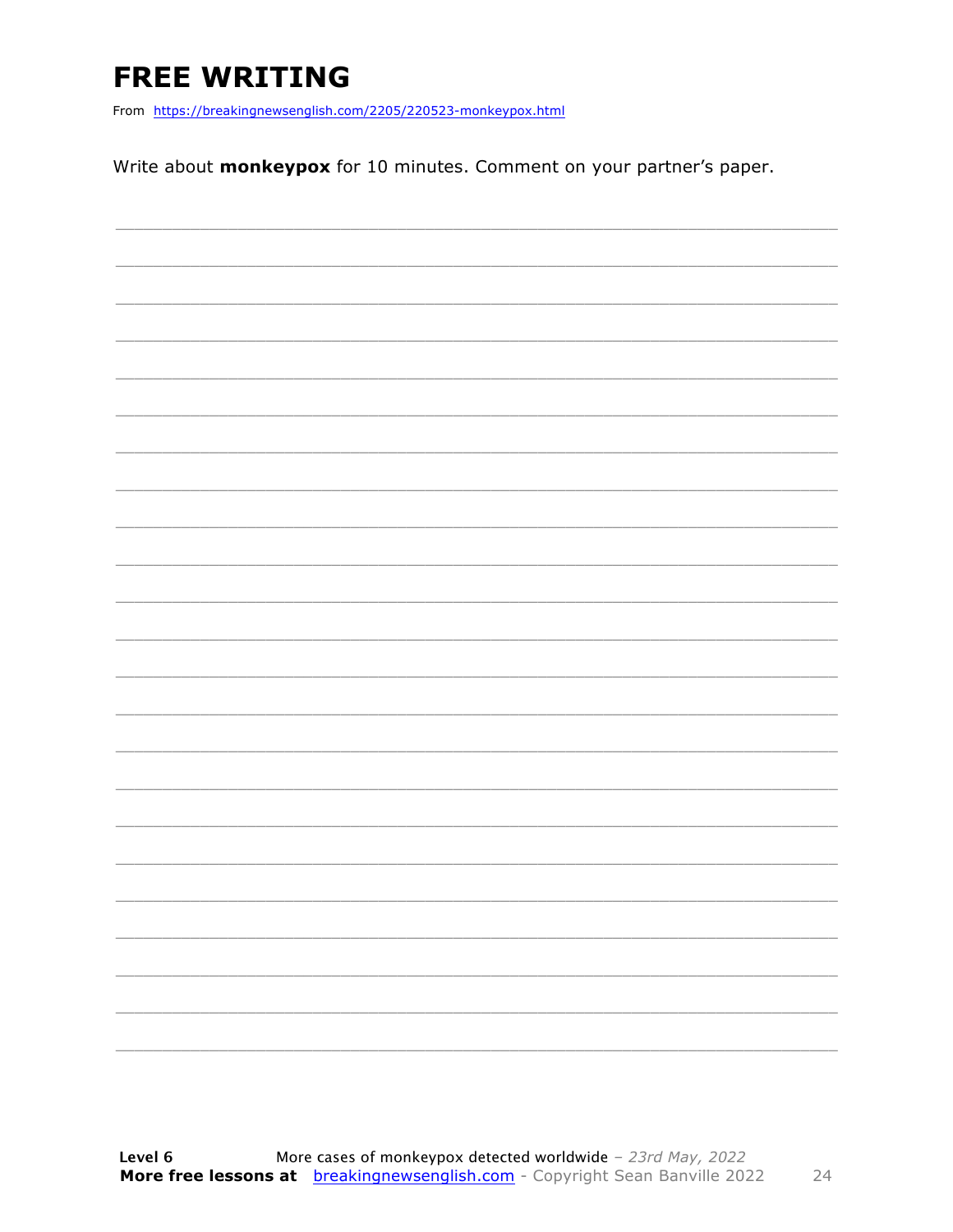# FREE WRITING

From https://breakingnewsenglish.com/2205/220523-monkeypox.html

Write about **monkeypox** for 10 minutes. Comment on your partner's paper.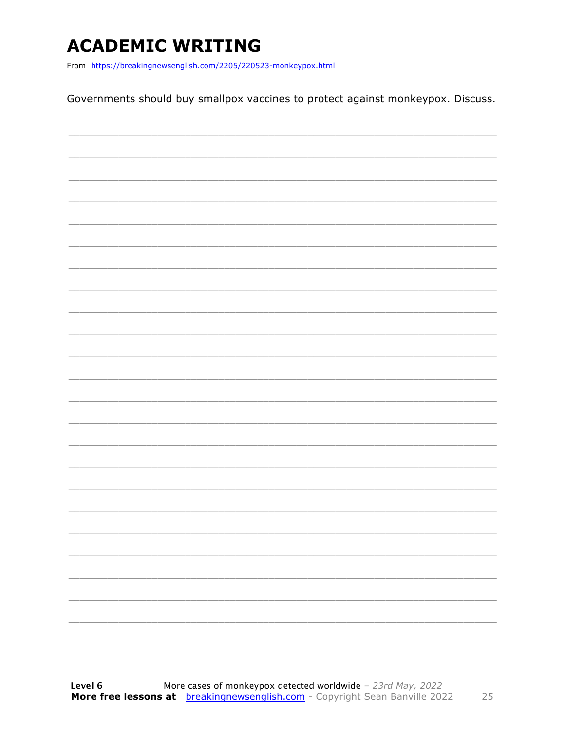# ACADEMIC WRITING

From https://breakingnewsenglish.com/2205/220523-monkeypox.html

Governments should buy smallpox vaccines to protect against monkeypox. Discuss.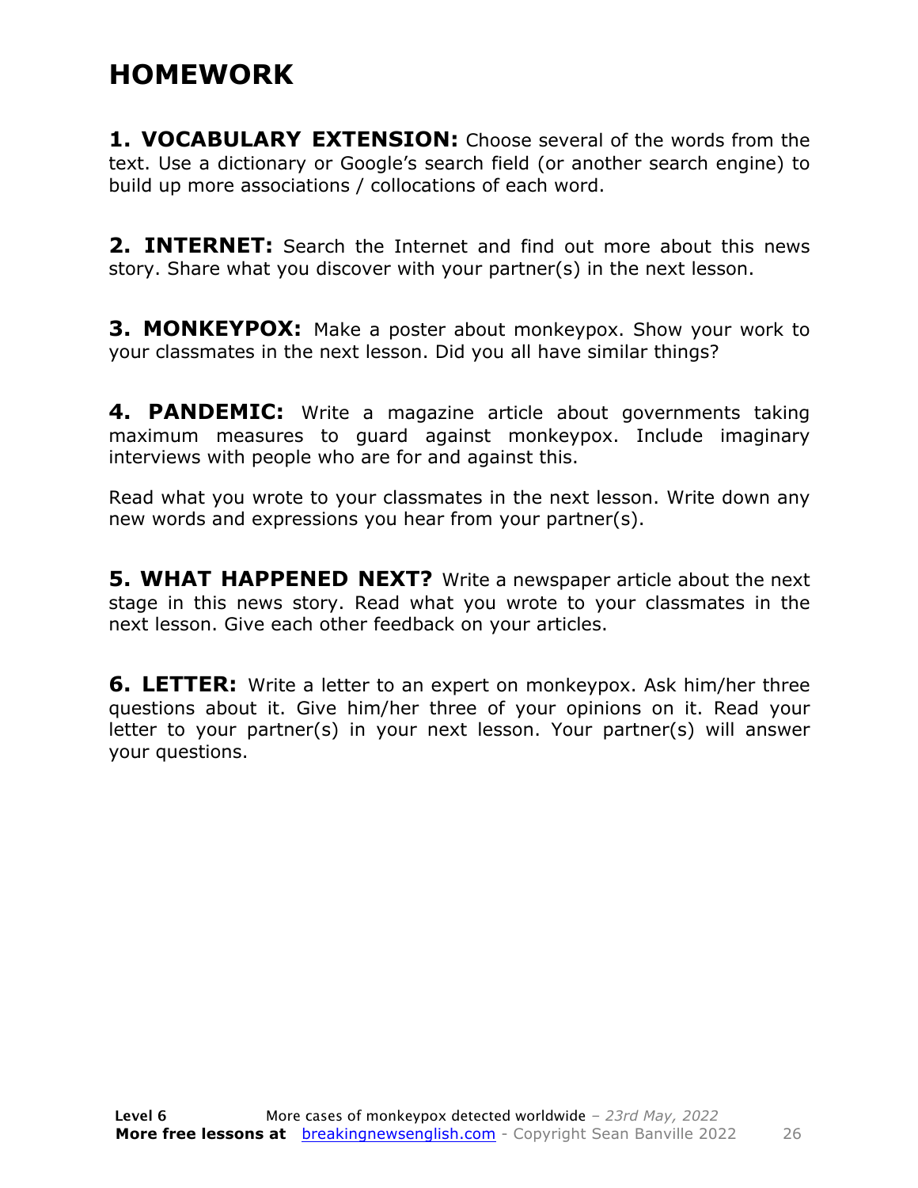# HOMEWORK

**1. VOCABULARY EXTENSION:** Choose several of the words from the text. Use a dictionary or Google's search field (or another search engine) to build up more associations / collocations of each word.

**2. INTERNET:** Search the Internet and find out more about this news story. Share what you discover with your partner(s) in the next lesson.

**3. MONKEYPOX:** Make a poster about monkeypox. Show your work to your classmates in the next lesson. Did you all have similar things?

**4. PANDEMIC:** Write a magazine article about governments taking maximum measures to guard against monkeypox. Include imaginary interviews with people who are for and against this.

Read what you wrote to your classmates in the next lesson. Write down any new words and expressions you hear from your partner(s).

**5. WHAT HAPPENED NEXT?** Write a newspaper article about the next stage in this news story. Read what you wrote to your classmates in the next lesson. Give each other feedback on your articles.

**6. LETTER:** Write a letter to an expert on monkeypox. Ask him/her three questions about it. Give him/her three of your opinions on it. Read your letter to your partner(s) in your next lesson. Your partner(s) will answer your questions.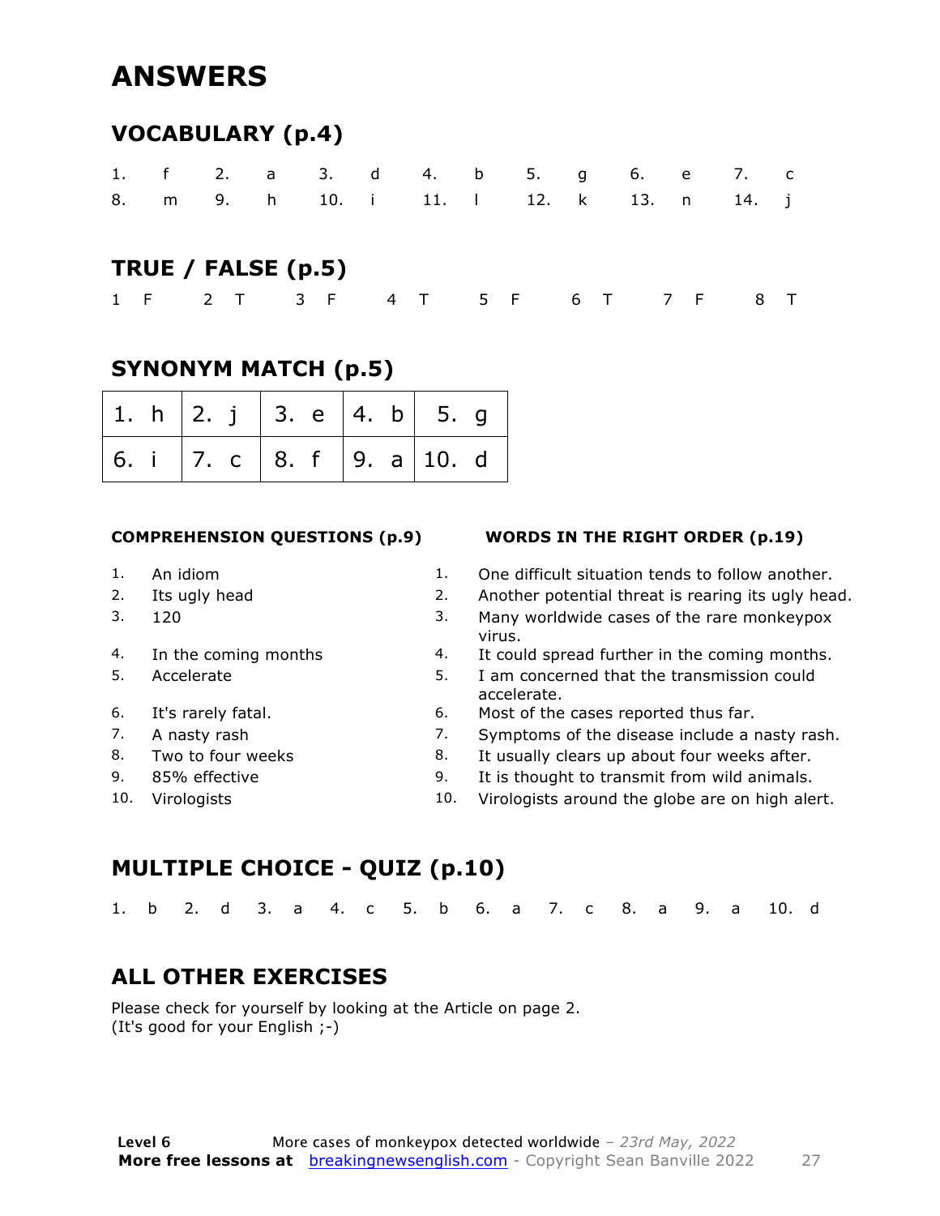# ANSWERS

## VOCABULARY (p.4)

| | | | | | | | | | | | | | |
|---|---|---|---|---|---|---|---|---|---|---|---|---|---|
| 1. | f | 2. | a | 3. | d | 4. | b | 5. | g | 6. | e | 7. | c |
| 8. | m | 9. | h | 10. | i | 11. | l | 12. | k | 13. | n | 14. | j |

## TRUE / FALSE (p.5)

| | | | | | | | |
|---|---|---|---|---|---|---|---|
| 1 F | 2 T | 3 F | 4 T | 5 F | 6 T | 7 F | 8 T |

## SYNONYM MATCH (p.5)

| | | | | |
|---|---|---|---|---|
| 1. h | 2. j | 3. e | 4. b | 5. g |
| 6. i | 7. c | 8. f | 9. a | 10. d |

### COMPREHENSION QUESTIONS (p.9)

1. An idiom
2. Its ugly head
3. 120
4. In the coming months
5. Accelerate
6. It's rarely fatal.
7. A nasty rash
8. Two to four weeks
9. 85% effective
10. Virologists

### WORDS IN THE RIGHT ORDER (p.19)

1. One difficult situation tends to follow another.
2. Another potential threat is rearing its ugly head.
3. Many worldwide cases of the rare monkeypox virus.
4. It could spread further in the coming months.
5. I am concerned that the transmission could accelerate.
6. Most of the cases reported thus far.
7. Symptoms of the disease include a nasty rash.
8. It usually clears up about four weeks after.
9. It is thought to transmit from wild animals.
10. Virologists around the globe are on high alert.

## MULTIPLE CHOICE - QUIZ (p.10)

| | | | | | | | | | |
|---|---|---|---|---|---|---|---|---|---|
| 1. b | 2. d | 3. a | 4. c | 5. b | 6. a | 7. c | 8. a | 9. a | 10. d |

## ALL OTHER EXERCISES

Please check for yourself by looking at the Article on page 2.
(It's good for your English ;-)